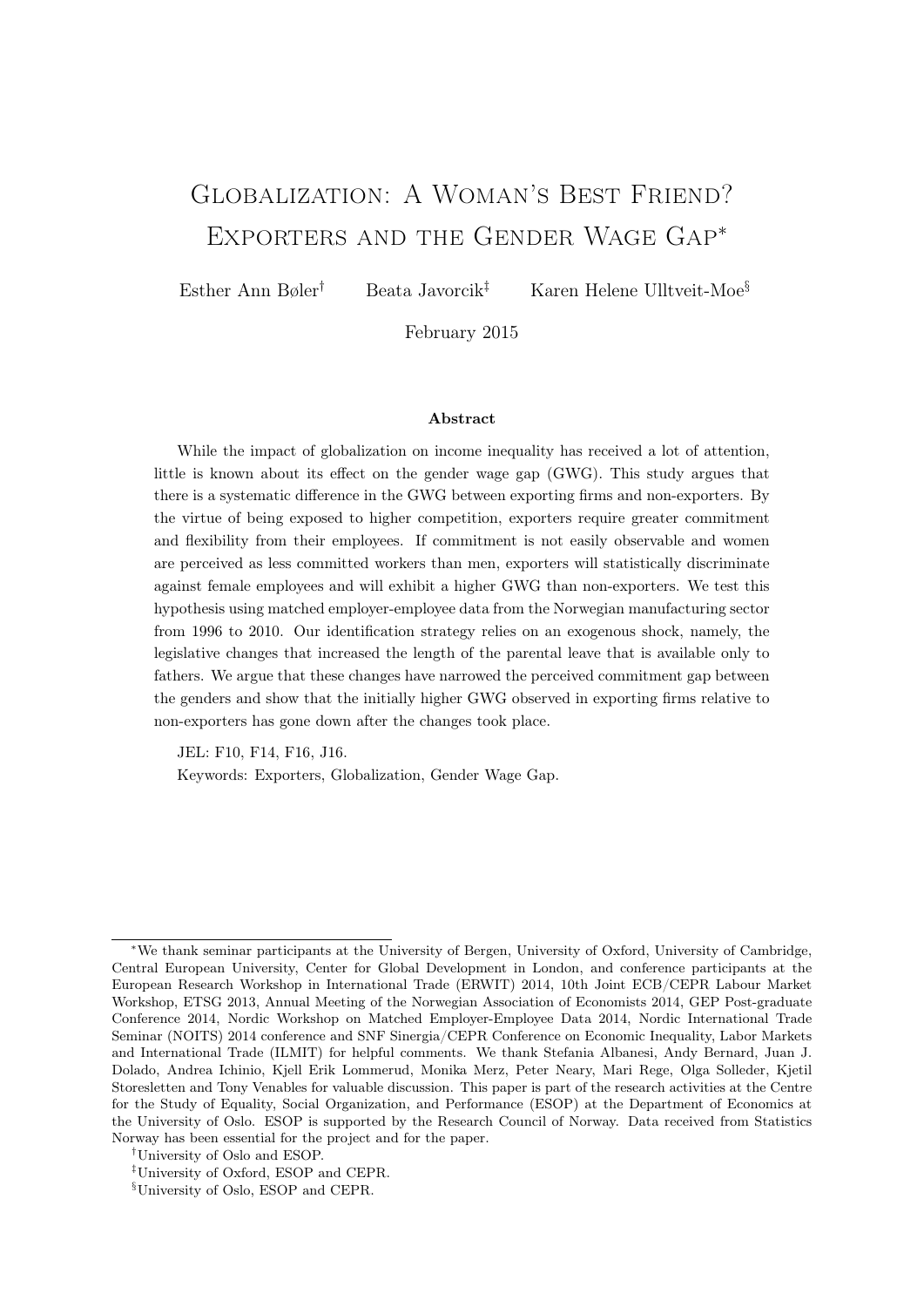# Globalization: A Woman's Best Friend? Exporters and the Gender Wage Gap*

Esther Ann Bøler[†] Beata Javorcik[‡] Karen Helene Ulltveit-Moe[§]

February 2015

### Abstract

While the impact of globalization on income inequality has received a lot of attention, little is known about its effect on the gender wage gap (GWG). This study argues that there is a systematic difference in the GWG between exporting firms and non-exporters. By the virtue of being exposed to higher competition, exporters require greater commitment and flexibility from their employees. If commitment is not easily observable and women are perceived as less committed workers than men, exporters will statistically discriminate against female employees and will exhibit a higher GWG than non-exporters. We test this hypothesis using matched employer-employee data from the Norwegian manufacturing sector from 1996 to 2010. Our identification strategy relies on an exogenous shock, namely, the legislative changes that increased the length of the parental leave that is available only to fathers. We argue that these changes have narrowed the perceived commitment gap between the genders and show that the initially higher GWG observed in exporting firms relative to non-exporters has gone down after the changes took place.

JEL: F10, F14, F16, J16.

Keywords: Exporters, Globalization, Gender Wage Gap.

---

*We thank seminar participants at the University of Bergen, University of Oxford, University of Cambridge, Central European University, Center for Global Development in London, and conference participants at the European Research Workshop in International Trade (ERWIT) 2014, 10th Joint ECB/CEPR Labour Market Workshop, ETSG 2013, Annual Meeting of the Norwegian Association of Economists 2014, GEP Post-graduate Conference 2014, Nordic Workshop on Matched Employer-Employee Data 2014, Nordic International Trade Seminar (NOITS) 2014 conference and SNF Sinergia/CEPR Conference on Economic Inequality, Labor Markets and International Trade (ILMIT) for helpful comments. We thank Stefania Albanesi, Andy Bernard, Juan J. Dolado, Andrea Ichinio, Kjell Erik Lommerud, Monika Merz, Peter Neary, Mari Rege, Olga Solleder, Kjetil Storesletten and Tony Venables for valuable discussion. This paper is part of the research activities at the Centre for the Study of Equality, Social Organization, and Performance (ESOP) at the Department of Economics at the University of Oslo. ESOP is supported by the Research Council of Norway. Data received from Statistics Norway has been essential for the project and for the paper.

[†]University of Oslo and ESOP.

[‡]University of Oxford, ESOP and CEPR.

[§]University of Oslo, ESOP and CEPR.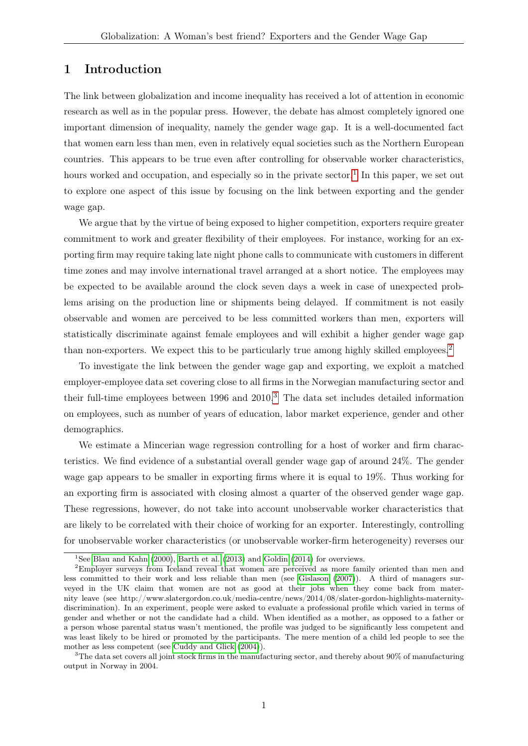# 1 Introduction

The link between globalization and income inequality has received a lot of attention in economic research as well as in the popular press. However, the debate has almost completely ignored one important dimension of inequality, namely the gender wage gap. It is a well-documented fact that women earn less than men, even in relatively equal societies such as the Northern European countries. This appears to be true even after controlling for observable worker characteristics, hours worked and occupation, and especially so in the private sector.[1] In this paper, we set out to explore one aspect of this issue by focusing on the link between exporting and the gender wage gap.

We argue that by the virtue of being exposed to higher competition, exporters require greater commitment to work and greater flexibility of their employees. For instance, working for an exporting firm may require taking late night phone calls to communicate with customers in different time zones and may involve international travel arranged at a short notice. The employees may be expected to be available around the clock seven days a week in case of unexpected problems arising on the production line or shipments being delayed. If commitment is not easily observable and women are perceived to be less committed workers than men, exporters will statistically discriminate against female employees and will exhibit a higher gender wage gap than non-exporters. We expect this to be particularly true among highly skilled employees.[2]

To investigate the link between the gender wage gap and exporting, we exploit a matched employer-employee data set covering close to all firms in the Norwegian manufacturing sector and their full-time employees between 1996 and 2010.[3] The data set includes detailed information on employees, such as number of years of education, labor market experience, gender and other demographics.

We estimate a Mincerian wage regression controlling for a host of worker and firm characteristics. We find evidence of a substantial overall gender wage gap of around 24%. The gender wage gap appears to be smaller in exporting firms where it is equal to 19%. Thus working for an exporting firm is associated with closing almost a quarter of the observed gender wage gap. These regressions, however, do not take into account unobservable worker characteristics that are likely to be correlated with their choice of working for an exporter. Interestingly, controlling for unobservable worker characteristics (or unobservable worker-firm heterogeneity) reverses our

[1] See Blau and Kahn (2000), Barth et al. (2013) and Goldin (2014) for overviews.

[2] Employer surveys from Iceland reveal that women are perceived as more family oriented than men and less committed to their work and less reliable than men (see Gislason (2007)). A third of managers surveyed in the UK claim that women are not as good at their jobs when they come back from maternity leave (see http://www.slatergordon.co.uk/media-centre/news/2014/08/slater-gordon-highlights-maternity-discrimination). In an experiment, people were asked to evaluate a professional profile which varied in terms of gender and whether or not the candidate had a child. When identified as a mother, as opposed to a father or a person whose parental status wasn't mentioned, the profile was judged to be significantly less competent and was least likely to be hired or promoted by the participants. The mere mention of a child led people to see the mother as less competent (see Cuddy and Glick (2004)).

[3] The data set covers all joint stock firms in the manufacturing sector, and thereby about 90% of manufacturing output in Norway in 2004.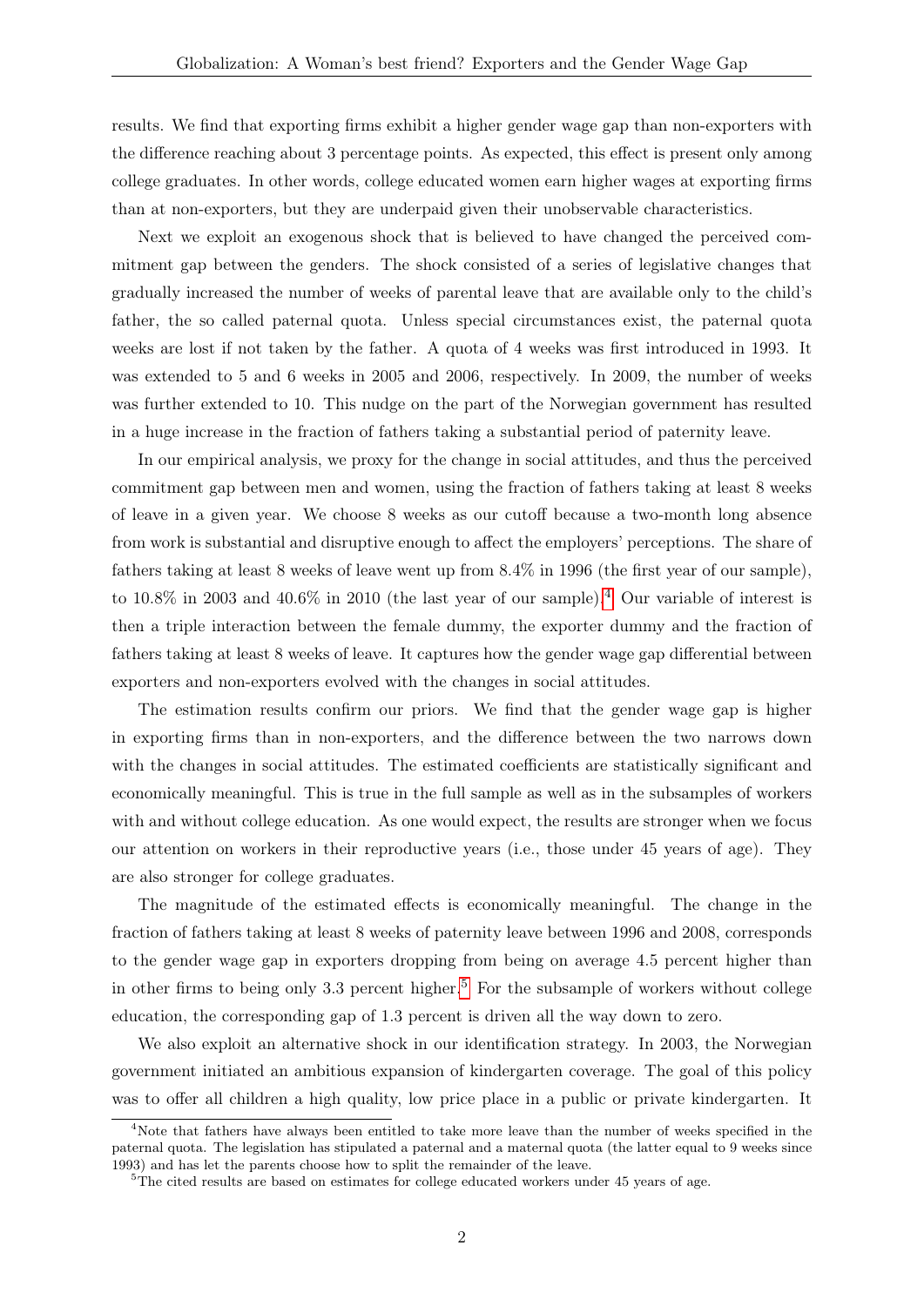results. We find that exporting firms exhibit a higher gender wage gap than non-exporters with the difference reaching about 3 percentage points. As expected, this effect is present only among college graduates. In other words, college educated women earn higher wages at exporting firms than at non-exporters, but they are underpaid given their unobservable characteristics.

Next we exploit an exogenous shock that is believed to have changed the perceived commitment gap between the genders. The shock consisted of a series of legislative changes that gradually increased the number of weeks of parental leave that are available only to the child's father, the so called paternal quota. Unless special circumstances exist, the paternal quota weeks are lost if not taken by the father. A quota of 4 weeks was first introduced in 1993. It was extended to 5 and 6 weeks in 2005 and 2006, respectively. In 2009, the number of weeks was further extended to 10. This nudge on the part of the Norwegian government has resulted in a huge increase in the fraction of fathers taking a substantial period of paternity leave.

In our empirical analysis, we proxy for the change in social attitudes, and thus the perceived commitment gap between men and women, using the fraction of fathers taking at least 8 weeks of leave in a given year. We choose 8 weeks as our cutoff because a two-month long absence from work is substantial and disruptive enough to affect the employers' perceptions. The share of fathers taking at least 8 weeks of leave went up from 8.4% in 1996 (the first year of our sample), to 10.8% in 2003 and 40.6% in 2010 (the last year of our sample).[4] Our variable of interest is then a triple interaction between the female dummy, the exporter dummy and the fraction of fathers taking at least 8 weeks of leave. It captures how the gender wage gap differential between exporters and non-exporters evolved with the changes in social attitudes.

The estimation results confirm our priors. We find that the gender wage gap is higher in exporting firms than in non-exporters, and the difference between the two narrows down with the changes in social attitudes. The estimated coefficients are statistically significant and economically meaningful. This is true in the full sample as well as in the subsamples of workers with and without college education. As one would expect, the results are stronger when we focus our attention on workers in their reproductive years (i.e., those under 45 years of age). They are also stronger for college graduates.

The magnitude of the estimated effects is economically meaningful. The change in the fraction of fathers taking at least 8 weeks of paternity leave between 1996 and 2008, corresponds to the gender wage gap in exporters dropping from being on average 4.5 percent higher than in other firms to being only 3.3 percent higher.[5] For the subsample of workers without college education, the corresponding gap of 1.3 percent is driven all the way down to zero.

We also exploit an alternative shock in our identification strategy. In 2003, the Norwegian government initiated an ambitious expansion of kindergarten coverage. The goal of this policy was to offer all children a high quality, low price place in a public or private kindergarten. It

[4] Note that fathers have always been entitled to take more leave than the number of weeks specified in the paternal quota. The legislation has stipulated a paternal and a maternal quota (the latter equal to 9 weeks since 1993) and has let the parents choose how to split the remainder of the leave.

[5] The cited results are based on estimates for college educated workers under 45 years of age.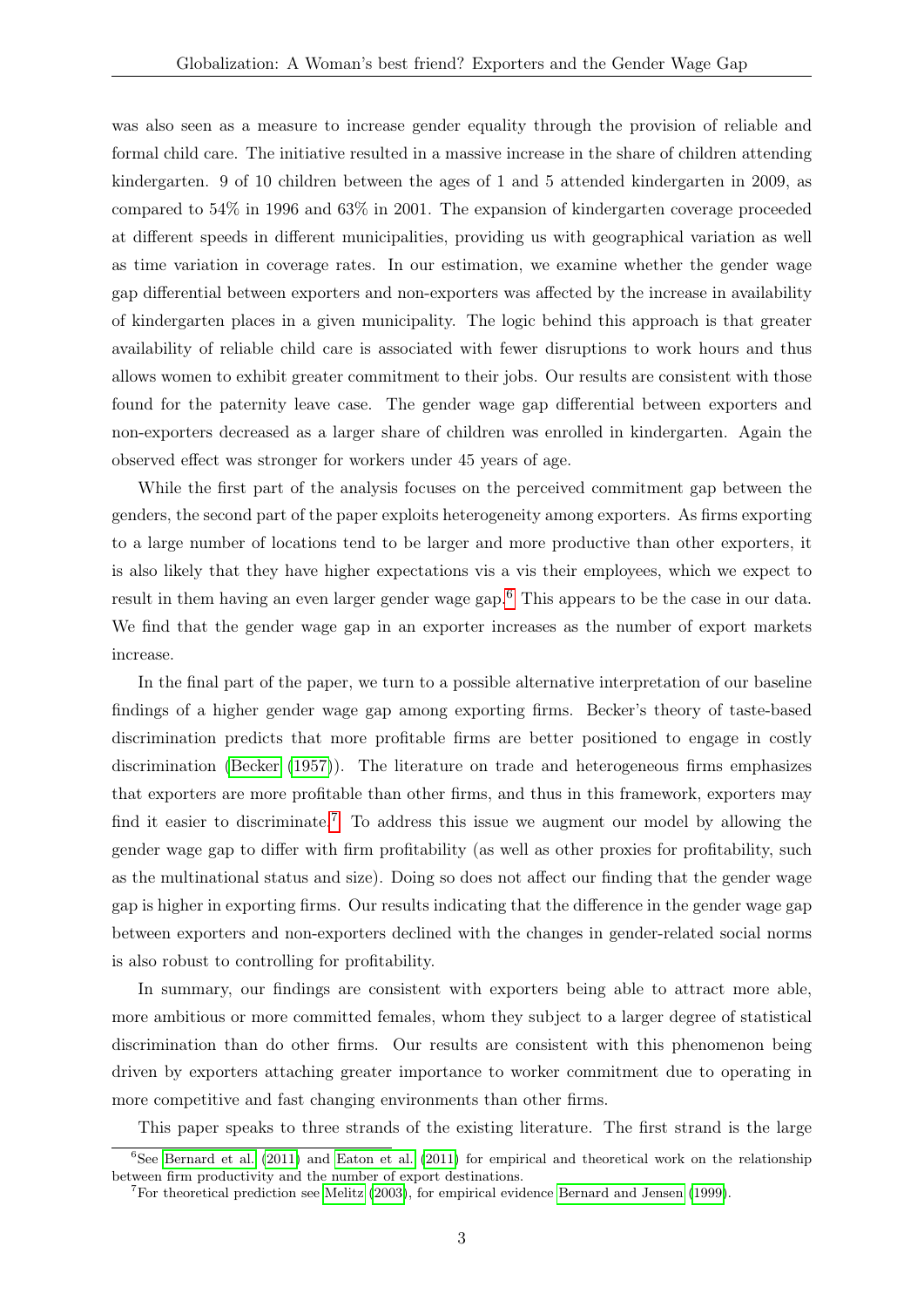was also seen as a measure to increase gender equality through the provision of reliable and formal child care. The initiative resulted in a massive increase in the share of children attending kindergarten. 9 of 10 children between the ages of 1 and 5 attended kindergarten in 2009, as compared to 54% in 1996 and 63% in 2001. The expansion of kindergarten coverage proceeded at different speeds in different municipalities, providing us with geographical variation as well as time variation in coverage rates. In our estimation, we examine whether the gender wage gap differential between exporters and non-exporters was affected by the increase in availability of kindergarten places in a given municipality. The logic behind this approach is that greater availability of reliable child care is associated with fewer disruptions to work hours and thus allows women to exhibit greater commitment to their jobs. Our results are consistent with those found for the paternity leave case. The gender wage gap differential between exporters and non-exporters decreased as a larger share of children was enrolled in kindergarten. Again the observed effect was stronger for workers under 45 years of age.

While the first part of the analysis focuses on the perceived commitment gap between the genders, the second part of the paper exploits heterogeneity among exporters. As firms exporting to a large number of locations tend to be larger and more productive than other exporters, it is also likely that they have higher expectations vis a vis their employees, which we expect to result in them having an even larger gender wage gap.[6] This appears to be the case in our data. We find that the gender wage gap in an exporter increases as the number of export markets increase.

In the final part of the paper, we turn to a possible alternative interpretation of our baseline findings of a higher gender wage gap among exporting firms. Becker's theory of taste-based discrimination predicts that more profitable firms are better positioned to engage in costly discrimination (Becker (1957)). The literature on trade and heterogeneous firms emphasizes that exporters are more profitable than other firms, and thus in this framework, exporters may find it easier to discriminate.[7] To address this issue we augment our model by allowing the gender wage gap to differ with firm profitability (as well as other proxies for profitability, such as the multinational status and size). Doing so does not affect our finding that the gender wage gap is higher in exporting firms. Our results indicating that the difference in the gender wage gap between exporters and non-exporters declined with the changes in gender-related social norms is also robust to controlling for profitability.

In summary, our findings are consistent with exporters being able to attract more able, more ambitious or more committed females, whom they subject to a larger degree of statistical discrimination than do other firms. Our results are consistent with this phenomenon being driven by exporters attaching greater importance to worker commitment due to operating in more competitive and fast changing environments than other firms.

This paper speaks to three strands of the existing literature. The first strand is the large

[6] See Bernard et al. (2011) and Eaton et al. (2011) for empirical and theoretical work on the relationship between firm productivity and the number of export destinations.

[7] For theoretical prediction see Melitz (2003), for empirical evidence Bernard and Jensen (1999).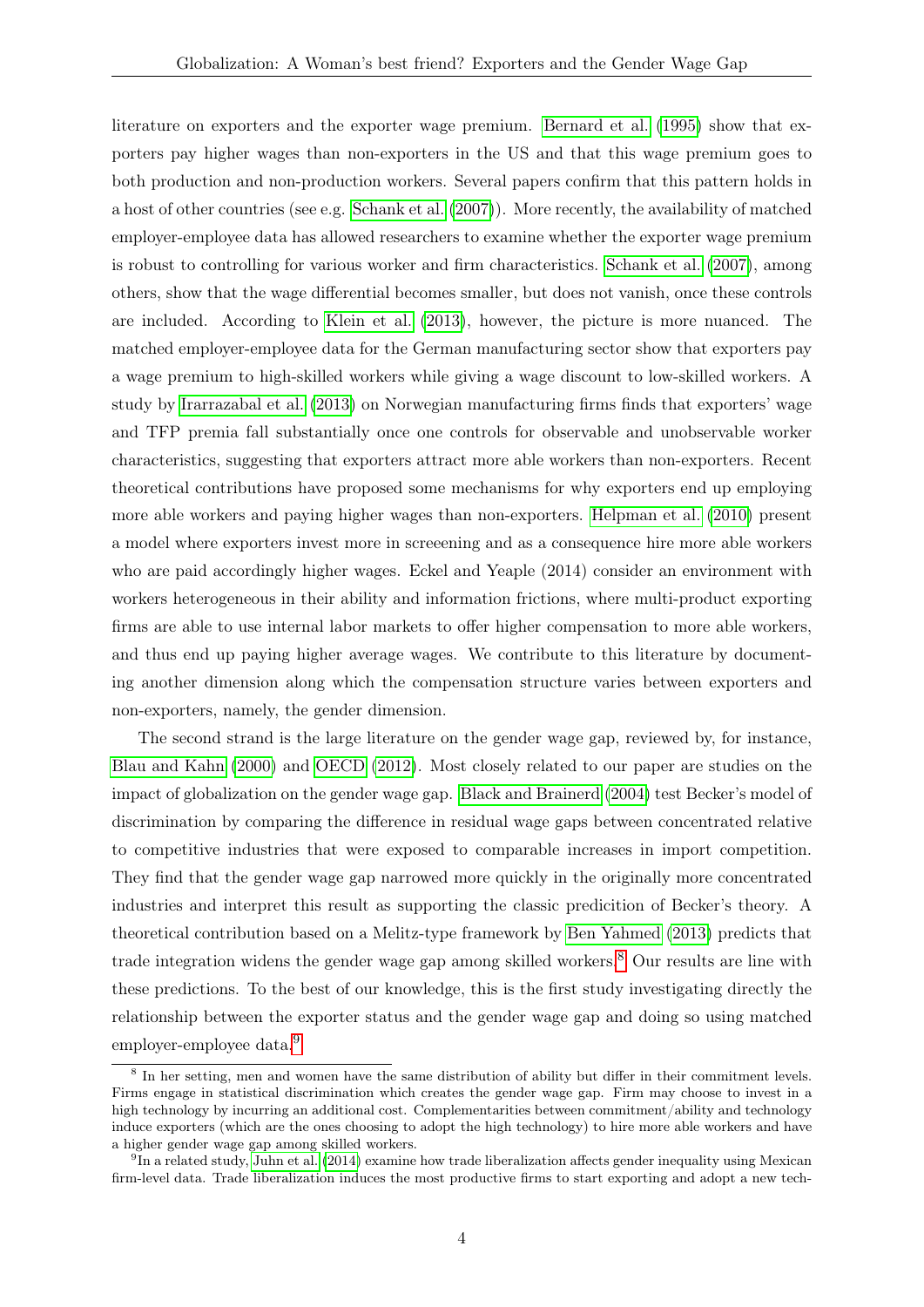literature on exporters and the exporter wage premium. Bernard et al. (1995) show that exporters pay higher wages than non-exporters in the US and that this wage premium goes to both production and non-production workers. Several papers confirm that this pattern holds in a host of other countries (see e.g. Schank et al. (2007)). More recently, the availability of matched employer-employee data has allowed researchers to examine whether the exporter wage premium is robust to controlling for various worker and firm characteristics. Schank et al. (2007), among others, show that the wage differential becomes smaller, but does not vanish, once these controls are included. According to Klein et al. (2013), however, the picture is more nuanced. The matched employer-employee data for the German manufacturing sector show that exporters pay a wage premium to high-skilled workers while giving a wage discount to low-skilled workers. A study by Irarrazabal et al. (2013) on Norwegian manufacturing firms finds that exporters' wage and TFP premia fall substantially once one controls for observable and unobservable worker characteristics, suggesting that exporters attract more able workers than non-exporters. Recent theoretical contributions have proposed some mechanisms for why exporters end up employing more able workers and paying higher wages than non-exporters. Helpman et al. (2010) present a model where exporters invest more in screeening and as a consequence hire more able workers who are paid accordingly higher wages. Eckel and Yeaple (2014) consider an environment with workers heterogeneous in their ability and information frictions, where multi-product exporting firms are able to use internal labor markets to offer higher compensation to more able workers, and thus end up paying higher average wages. We contribute to this literature by documenting another dimension along which the compensation structure varies between exporters and non-exporters, namely, the gender dimension.

The second strand is the large literature on the gender wage gap, reviewed by, for instance, Blau and Kahn (2000) and OECD (2012). Most closely related to our paper are studies on the impact of globalization on the gender wage gap. Black and Brainerd (2004) test Becker's model of discrimination by comparing the difference in residual wage gaps between concentrated relative to competitive industries that were exposed to comparable increases in import competition. They find that the gender wage gap narrowed more quickly in the originally more concentrated industries and interpret this result as supporting the classic predicition of Becker's theory. A theoretical contribution based on a Melitz-type framework by Ben Yahmed (2013) predicts that trade integration widens the gender wage gap among skilled workers.[8] Our results are line with these predictions. To the best of our knowledge, this is the first study investigating directly the relationship between the exporter status and the gender wage gap and doing so using matched employer-employee data.[9]

[8] In her setting, men and women have the same distribution of ability but differ in their commitment levels. Firms engage in statistical discrimination which creates the gender wage gap. Firm may choose to invest in a high technology by incurring an additional cost. Complementarities between commitment/ability and technology induce exporters (which are the ones choosing to adopt the high technology) to hire more able workers and have a higher gender wage gap among skilled workers.

[9] In a related study, Juhn et al. (2014) examine how trade liberalization affects gender inequality using Mexican firm-level data. Trade liberalization induces the most productive firms to start exporting and adopt a new tech-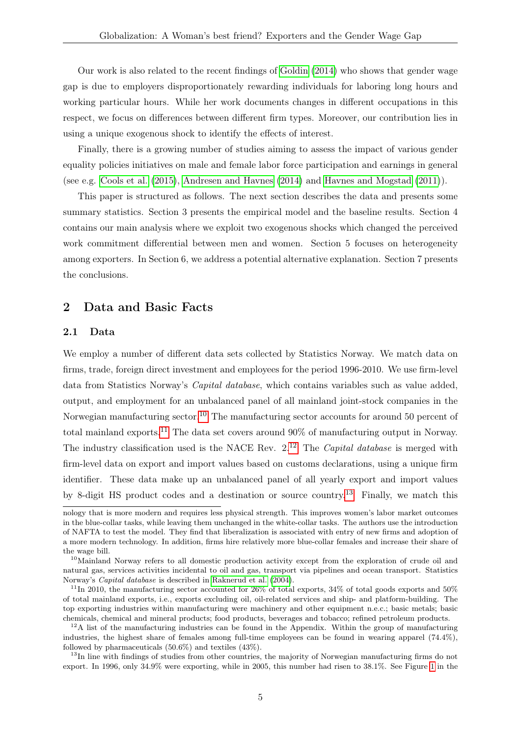Our work is also related to the recent findings of Goldin (2014) who shows that gender wage gap is due to employers disproportionately rewarding individuals for laboring long hours and working particular hours. While her work documents changes in different occupations in this respect, we focus on differences between different firm types. Moreover, our contribution lies in using a unique exogenous shock to identify the effects of interest.

Finally, there is a growing number of studies aiming to assess the impact of various gender equality policies initiatives on male and female labor force participation and earnings in general (see e.g. Cools et al. (2015), Andresen and Havnes (2014) and Havnes and Mogstad (2011)).

This paper is structured as follows. The next section describes the data and presents some summary statistics. Section 3 presents the empirical model and the baseline results. Section 4 contains our main analysis where we exploit two exogenous shocks which changed the perceived work commitment differential between men and women. Section 5 focuses on heterogeneity among exporters. In Section 6, we address a potential alternative explanation. Section 7 presents the conclusions.

## 2 Data and Basic Facts

### 2.1 Data

We employ a number of different data sets collected by Statistics Norway. We match data on firms, trade, foreign direct investment and employees for the period 1996-2010. We use firm-level data from Statistics Norway's *Capital database*, which contains variables such as value added, output, and employment for an unbalanced panel of all mainland joint-stock companies in the Norwegian manufacturing sector.[10] The manufacturing sector accounts for around 50 percent of total mainland exports.[11] The data set covers around 90% of manufacturing output in Norway. The industry classification used is the NACE Rev. 2.[12] The *Capital database* is merged with firm-level data on export and import values based on customs declarations, using a unique firm identifier. These data make up an unbalanced panel of all yearly export and import values by 8-digit HS product codes and a destination or source country.[13] Finally, we match this

---

nology that is more modern and requires less physical strength. This improves women's labor market outcomes in the blue-collar tasks, while leaving them unchanged in the white-collar tasks. The authors use the introduction of NAFTA to test the model. They find that liberalization is associated with entry of new firms and adoption of a more modern technology. In addition, firms hire relatively more blue-collar females and increase their share of the wage bill.

[10] Mainland Norway refers to all domestic production activity except from the exploration of crude oil and natural gas, services activities incidental to oil and gas, transport via pipelines and ocean transport. Statistics Norway's *Capital database* is described in Raknerud et al. (2004).

[11] In 2010, the manufacturing sector accounted for 26% of total exports, 34% of total goods exports and 50% of total mainland exports, i.e., exports excluding oil, oil-related services and ship- and platform-building. The top exporting industries within manufacturing were machinery and other equipment n.e.c.; basic metals; basic chemicals, chemical and mineral products; food products, beverages and tobacco; refined petroleum products.

[12] A list of the manufacturing industries can be found in the Appendix. Within the group of manufacturing industries, the highest share of females among full-time employees can be found in wearing apparel (74.4%), followed by pharmaceuticals (50.6%) and textiles (43%).

[13] In line with findings of studies from other countries, the majority of Norwegian manufacturing firms do not export. In 1996, only 34.9% were exporting, while in 2005, this number had risen to 38.1%. See Figure 1 in the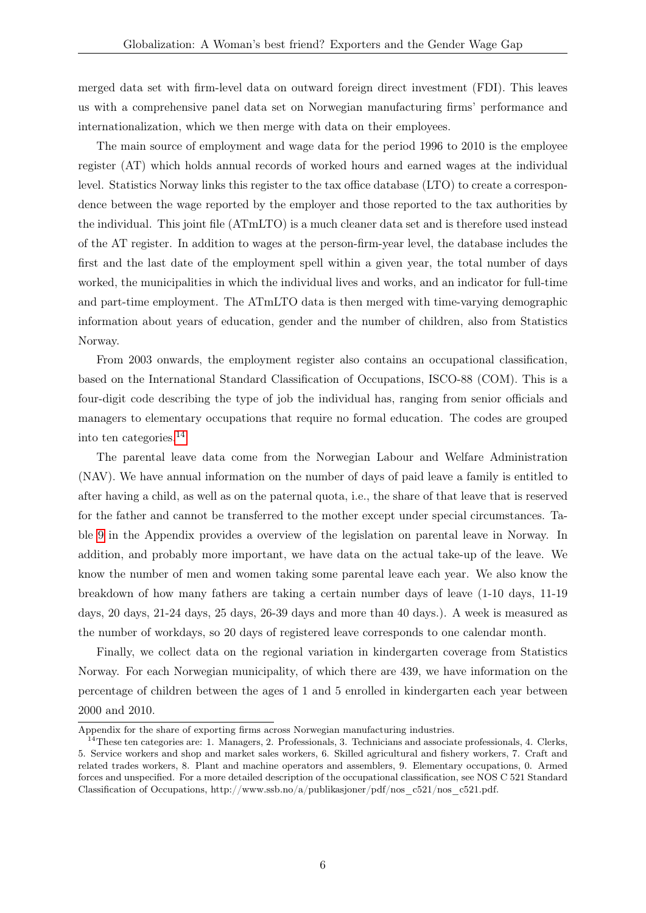merged data set with firm-level data on outward foreign direct investment (FDI). This leaves us with a comprehensive panel data set on Norwegian manufacturing firms' performance and internationalization, which we then merge with data on their employees.

The main source of employment and wage data for the period 1996 to 2010 is the employee register (AT) which holds annual records of worked hours and earned wages at the individual level. Statistics Norway links this register to the tax office database (LTO) to create a correspondence between the wage reported by the employer and those reported to the tax authorities by the individual. This joint file (ATmLTO) is a much cleaner data set and is therefore used instead of the AT register. In addition to wages at the person-firm-year level, the database includes the first and the last date of the employment spell within a given year, the total number of days worked, the municipalities in which the individual lives and works, and an indicator for full-time and part-time employment. The ATmLTO data is then merged with time-varying demographic information about years of education, gender and the number of children, also from Statistics Norway.

From 2003 onwards, the employment register also contains an occupational classification, based on the International Standard Classification of Occupations, ISCO-88 (COM). This is a four-digit code describing the type of job the individual has, ranging from senior officials and managers to elementary occupations that require no formal education. The codes are grouped into ten categories.[14]

The parental leave data come from the Norwegian Labour and Welfare Administration (NAV). We have annual information on the number of days of paid leave a family is entitled to after having a child, as well as on the paternal quota, i.e., the share of that leave that is reserved for the father and cannot be transferred to the mother except under special circumstances. Table 9 in the Appendix provides a overview of the legislation on parental leave in Norway. In addition, and probably more important, we have data on the actual take-up of the leave. We know the number of men and women taking some parental leave each year. We also know the breakdown of how many fathers are taking a certain number days of leave (1-10 days, 11-19 days, 20 days, 21-24 days, 25 days, 26-39 days and more than 40 days.). A week is measured as the number of workdays, so 20 days of registered leave corresponds to one calendar month.

Finally, we collect data on the regional variation in kindergarten coverage from Statistics Norway. For each Norwegian municipality, of which there are 439, we have information on the percentage of children between the ages of 1 and 5 enrolled in kindergarten each year between 2000 and 2010.

---

Appendix for the share of exporting firms across Norwegian manufacturing industries.

[14] These ten categories are: 1. Managers, 2. Professionals, 3. Technicians and associate professionals, 4. Clerks, 5. Service workers and shop and market sales workers, 6. Skilled agricultural and fishery workers, 7. Craft and related trades workers, 8. Plant and machine operators and assemblers, 9. Elementary occupations, 0. Armed forces and unspecified. For a more detailed description of the occupational classification, see NOS C 521 Standard Classification of Occupations, http://www.ssb.no/a/publikasjoner/pdf/nos_c521/nos_c521.pdf.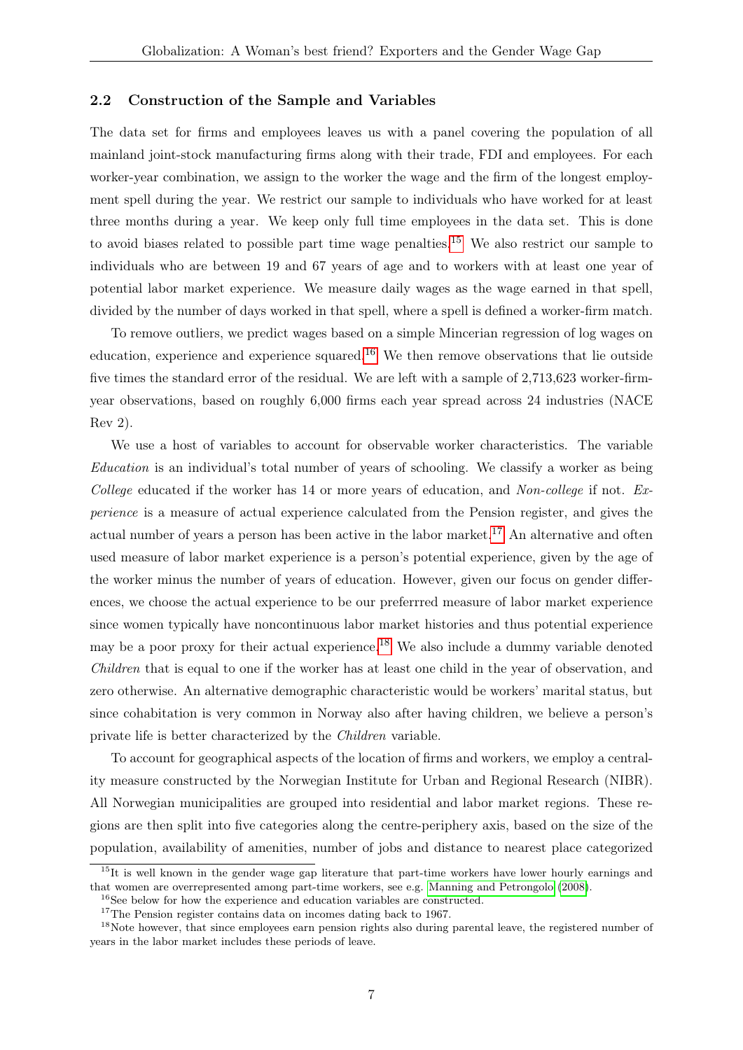### 2.2 Construction of the Sample and Variables

The data set for firms and employees leaves us with a panel covering the population of all mainland joint-stock manufacturing firms along with their trade, FDI and employees. For each worker-year combination, we assign to the worker the wage and the firm of the longest employment spell during the year. We restrict our sample to individuals who have worked for at least three months during a year. We keep only full time employees in the data set. This is done to avoid biases related to possible part time wage penalties.[15] We also restrict our sample to individuals who are between 19 and 67 years of age and to workers with at least one year of potential labor market experience. We measure daily wages as the wage earned in that spell, divided by the number of days worked in that spell, where a spell is defined a worker-firm match.

To remove outliers, we predict wages based on a simple Mincerian regression of log wages on education, experience and experience squared.[16] We then remove observations that lie outside five times the standard error of the residual. We are left with a sample of 2,713,623 worker-firm-year observations, based on roughly 6,000 firms each year spread across 24 industries (NACE Rev 2).

We use a host of variables to account for observable worker characteristics. The variable *Education* is an individual's total number of years of schooling. We classify a worker as being *College* educated if the worker has 14 or more years of education, and *Non-college* if not. *Experience* is a measure of actual experience calculated from the Pension register, and gives the actual number of years a person has been active in the labor market.[17] An alternative and often used measure of labor market experience is a person's potential experience, given by the age of the worker minus the number of years of education. However, given our focus on gender differences, we choose the actual experience to be our preferrred measure of labor market experience since women typically have noncontinuous labor market histories and thus potential experience may be a poor proxy for their actual experience.[18] We also include a dummy variable denoted *Children* that is equal to one if the worker has at least one child in the year of observation, and zero otherwise. An alternative demographic characteristic would be workers' marital status, but since cohabitation is very common in Norway also after having children, we believe a person's private life is better characterized by the *Children* variable.

To account for geographical aspects of the location of firms and workers, we employ a centrality measure constructed by the Norwegian Institute for Urban and Regional Research (NIBR). All Norwegian municipalities are grouped into residential and labor market regions. These regions are then split into five categories along the centre-periphery axis, based on the size of the population, availability of amenities, number of jobs and distance to nearest place categorized

[15] It is well known in the gender wage gap literature that part-time workers have lower hourly earnings and that women are overrepresented among part-time workers, see e.g. Manning and Petrongolo (2008).

[16] See below for how the experience and education variables are constructed.

[17] The Pension register contains data on incomes dating back to 1967.

[18] Note however, that since employees earn pension rights also during parental leave, the registered number of years in the labor market includes these periods of leave.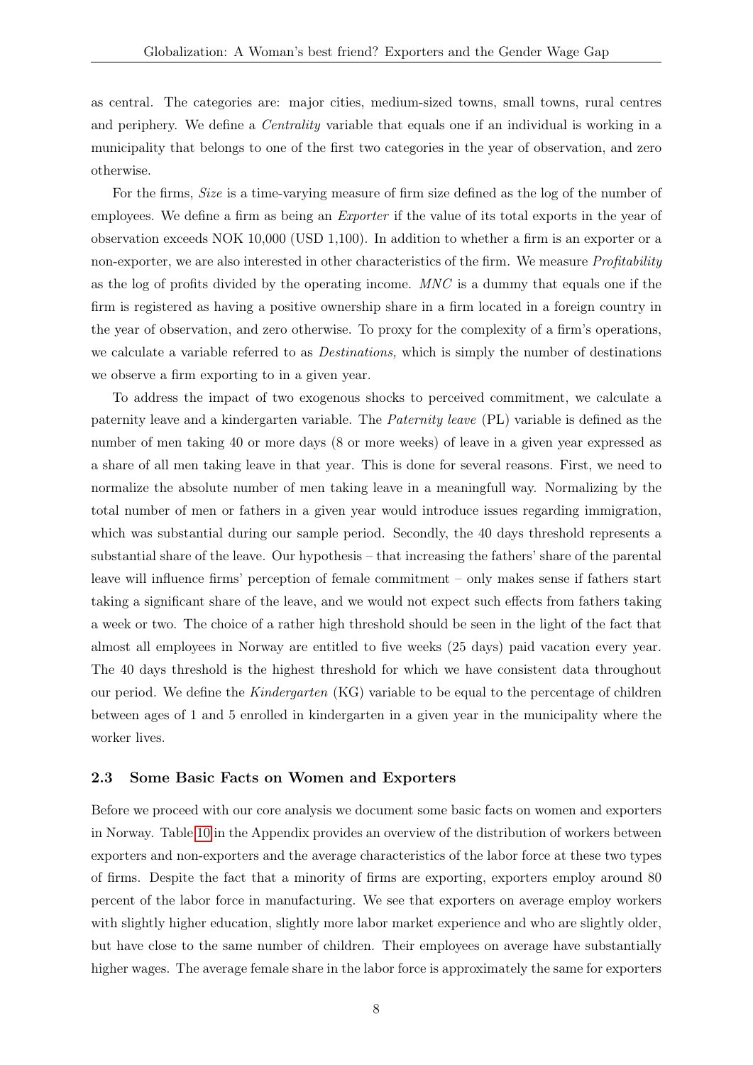as central. The categories are: major cities, medium-sized towns, small towns, rural centres and periphery. We define a *Centrality* variable that equals one if an individual is working in a municipality that belongs to one of the first two categories in the year of observation, and zero otherwise.

For the firms, *Size* is a time-varying measure of firm size defined as the log of the number of employees. We define a firm as being an *Exporter* if the value of its total exports in the year of observation exceeds NOK 10,000 (USD 1,100). In addition to whether a firm is an exporter or a non-exporter, we are also interested in other characteristics of the firm. We measure *Profitability* as the log of profits divided by the operating income. *MNC* is a dummy that equals one if the firm is registered as having a positive ownership share in a firm located in a foreign country in the year of observation, and zero otherwise. To proxy for the complexity of a firm's operations, we calculate a variable referred to as *Destinations,* which is simply the number of destinations we observe a firm exporting to in a given year.

To address the impact of two exogenous shocks to perceived commitment, we calculate a paternity leave and a kindergarten variable. The *Paternity leave* (PL) variable is defined as the number of men taking 40 or more days (8 or more weeks) of leave in a given year expressed as a share of all men taking leave in that year. This is done for several reasons. First, we need to normalize the absolute number of men taking leave in a meaningfull way. Normalizing by the total number of men or fathers in a given year would introduce issues regarding immigration, which was substantial during our sample period. Secondly, the 40 days threshold represents a substantial share of the leave. Our hypothesis – that increasing the fathers' share of the parental leave will influence firms' perception of female commitment – only makes sense if fathers start taking a significant share of the leave, and we would not expect such effects from fathers taking a week or two. The choice of a rather high threshold should be seen in the light of the fact that almost all employees in Norway are entitled to five weeks (25 days) paid vacation every year. The 40 days threshold is the highest threshold for which we have consistent data throughout our period. We define the *Kindergarten* (KG) variable to be equal to the percentage of children between ages of 1 and 5 enrolled in kindergarten in a given year in the municipality where the worker lives.

### 2.3 Some Basic Facts on Women and Exporters

Before we proceed with our core analysis we document some basic facts on women and exporters in Norway. Table 10 in the Appendix provides an overview of the distribution of workers between exporters and non-exporters and the average characteristics of the labor force at these two types of firms. Despite the fact that a minority of firms are exporting, exporters employ around 80 percent of the labor force in manufacturing. We see that exporters on average employ workers with slightly higher education, slightly more labor market experience and who are slightly older, but have close to the same number of children. Their employees on average have substantially higher wages. The average female share in the labor force is approximately the same for exporters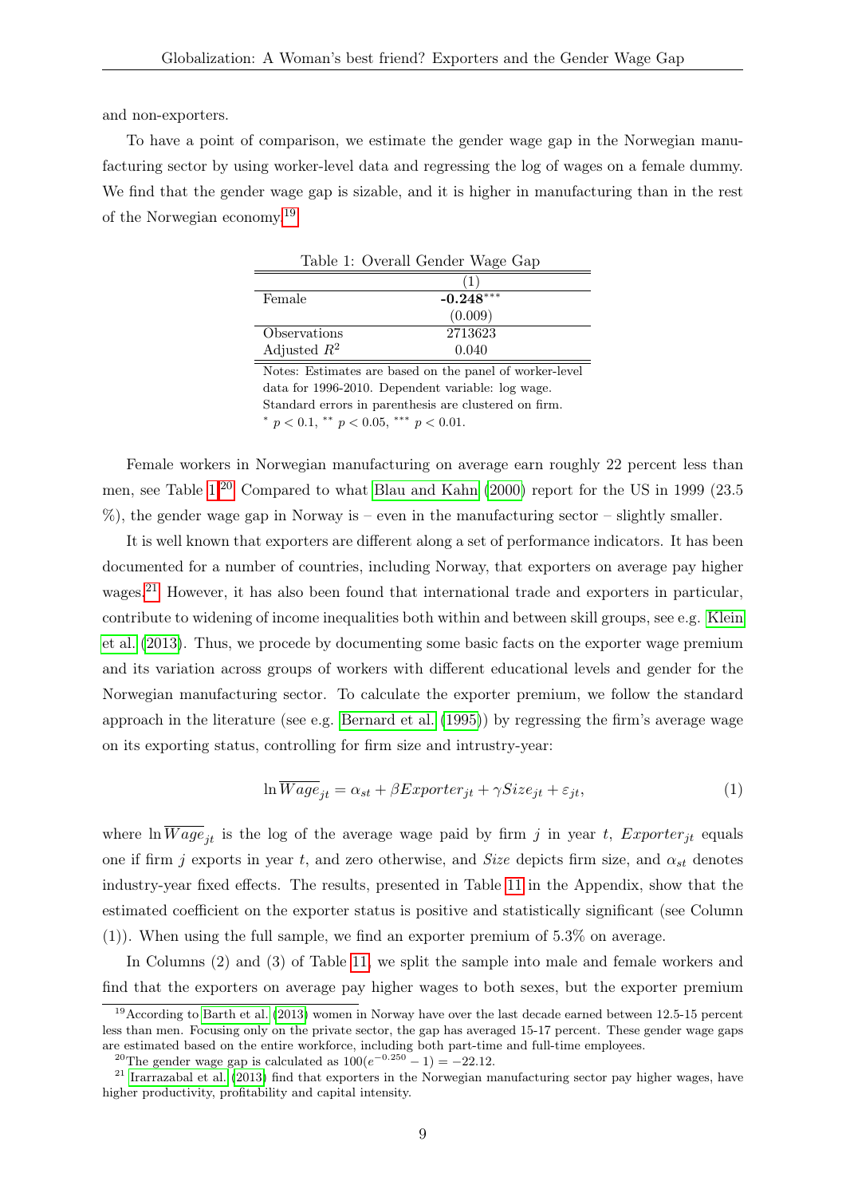and non-exporters.

To have a point of comparison, we estimate the gender wage gap in the Norwegian manufacturing sector by using worker-level data and regressing the log of wages on a female dummy. We find that the gender wage gap is sizable, and it is higher in manufacturing than in the rest of the Norwegian economy.[19]

Table 1: Overall Gender Wage Gap

| | (1) |
|---|---|
| Female | **-0.248**$^{***}$ |
| | (0.009) |
| Observations | 2713623 |
| Adjusted $R^2$ | 0.040 |

Notes: Estimates are based on the panel of worker-level data for 1996-2010. Dependent variable: log wage. Standard errors in parenthesis are clustered on firm. $^{*}$ $p < 0.1$, $^{**}$ $p < 0.05$, $^{***}$ $p < 0.01$.

Female workers in Norwegian manufacturing on average earn roughly 22 percent less than men, see Table 1.[20] Compared to what Blau and Kahn (2000) report for the US in 1999 (23.5 %), the gender wage gap in Norway is – even in the manufacturing sector – slightly smaller.

It is well known that exporters are different along a set of performance indicators. It has been documented for a number of countries, including Norway, that exporters on average pay higher wages.[21] However, it has also been found that international trade and exporters in particular, contribute to widening of income inequalities both within and between skill groups, see e.g. Klein et al. (2013). Thus, we procede by documenting some basic facts on the exporter wage premium and its variation across groups of workers with different educational levels and gender for the Norwegian manufacturing sector. To calculate the exporter premium, we follow the standard approach in the literature (see e.g. Bernard et al. (1995)) by regressing the firm's average wage on its exporting status, controlling for firm size and intrustry-year:

$$\ln \overline{Wage}_{jt} = \alpha_{st} + \beta Exporter_{jt} + \gamma Size_{jt} + \varepsilon_{jt}, \tag{1}$$

where $\ln \overline{Wage}_{jt}$ is the log of the average wage paid by firm $j$ in year $t$, $Exporter_{jt}$ equals one if firm $j$ exports in year $t$, and zero otherwise, and $Size$ depicts firm size, and $\alpha_{st}$ denotes industry-year fixed effects. The results, presented in Table 11 in the Appendix, show that the estimated coefficient on the exporter status is positive and statistically significant (see Column (1)). When using the full sample, we find an exporter premium of 5.3% on average.

In Columns (2) and (3) of Table 11, we split the sample into male and female workers and find that the exporters on average pay higher wages to both sexes, but the exporter premium

[19] According to Barth et al. (2013) women in Norway have over the last decade earned between 12.5-15 percent less than men. Focusing only on the private sector, the gap has averaged 15-17 percent. These gender wage gaps are estimated based on the entire workforce, including both part-time and full-time employees.

[20] The gender wage gap is calculated as $100(e^{-0.250} - 1) = -22.12$.

[21] Irarrazabal et al. (2013) find that exporters in the Norwegian manufacturing sector pay higher wages, have higher productivity, profitability and capital intensity.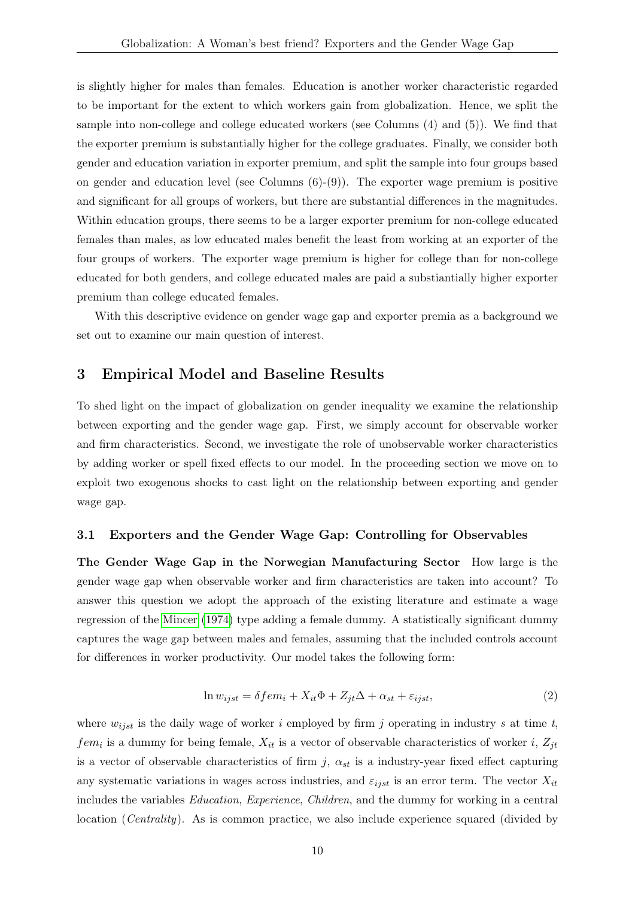is slightly higher for males than females. Education is another worker characteristic regarded to be important for the extent to which workers gain from globalization. Hence, we split the sample into non-college and college educated workers (see Columns (4) and (5)). We find that the exporter premium is substantially higher for the college graduates. Finally, we consider both gender and education variation in exporter premium, and split the sample into four groups based on gender and education level (see Columns (6)-(9)). The exporter wage premium is positive and significant for all groups of workers, but there are substantial differences in the magnitudes. Within education groups, there seems to be a larger exporter premium for non-college educated females than males, as low educated males benefit the least from working at an exporter of the four groups of workers. The exporter wage premium is higher for college than for non-college educated for both genders, and college educated males are paid a substiantially higher exporter premium than college educated females.

With this descriptive evidence on gender wage gap and exporter premia as a background we set out to examine our main question of interest.

## 3 Empirical Model and Baseline Results

To shed light on the impact of globalization on gender inequality we examine the relationship between exporting and the gender wage gap. First, we simply account for observable worker and firm characteristics. Second, we investigate the role of unobservable worker characteristics by adding worker or spell fixed effects to our model. In the proceeding section we move on to exploit two exogenous shocks to cast light on the relationship between exporting and gender wage gap.

### 3.1 Exporters and the Gender Wage Gap: Controlling for Observables

**The Gender Wage Gap in the Norwegian Manufacturing Sector** How large is the gender wage gap when observable worker and firm characteristics are taken into account? To answer this question we adopt the approach of the existing literature and estimate a wage regression of the Mincer (1974) type adding a female dummy. A statistically significant dummy captures the wage gap between males and females, assuming that the included controls account for differences in worker productivity. Our model takes the following form:

$$\ln w_{ijst} = \delta fem_i + X_{it}\Phi + Z_{jt}\Delta + \alpha_{st} + \varepsilon_{ijst}, \tag{2}$$

where $w_{ijst}$ is the daily wage of worker $i$ employed by firm $j$ operating in industry $s$ at time $t$, $fem_i$ is a dummy for being female, $X_{it}$ is a vector of observable characteristics of worker $i$, $Z_{jt}$ is a vector of observable characteristics of firm $j$, $\alpha_{st}$ is a industry-year fixed effect capturing any systematic variations in wages across industries, and $\varepsilon_{ijst}$ is an error term. The vector $X_{it}$ includes the variables *Education*, *Experience*, *Children*, and the dummy for working in a central location (*Centrality*). As is common practice, we also include experience squared (divided by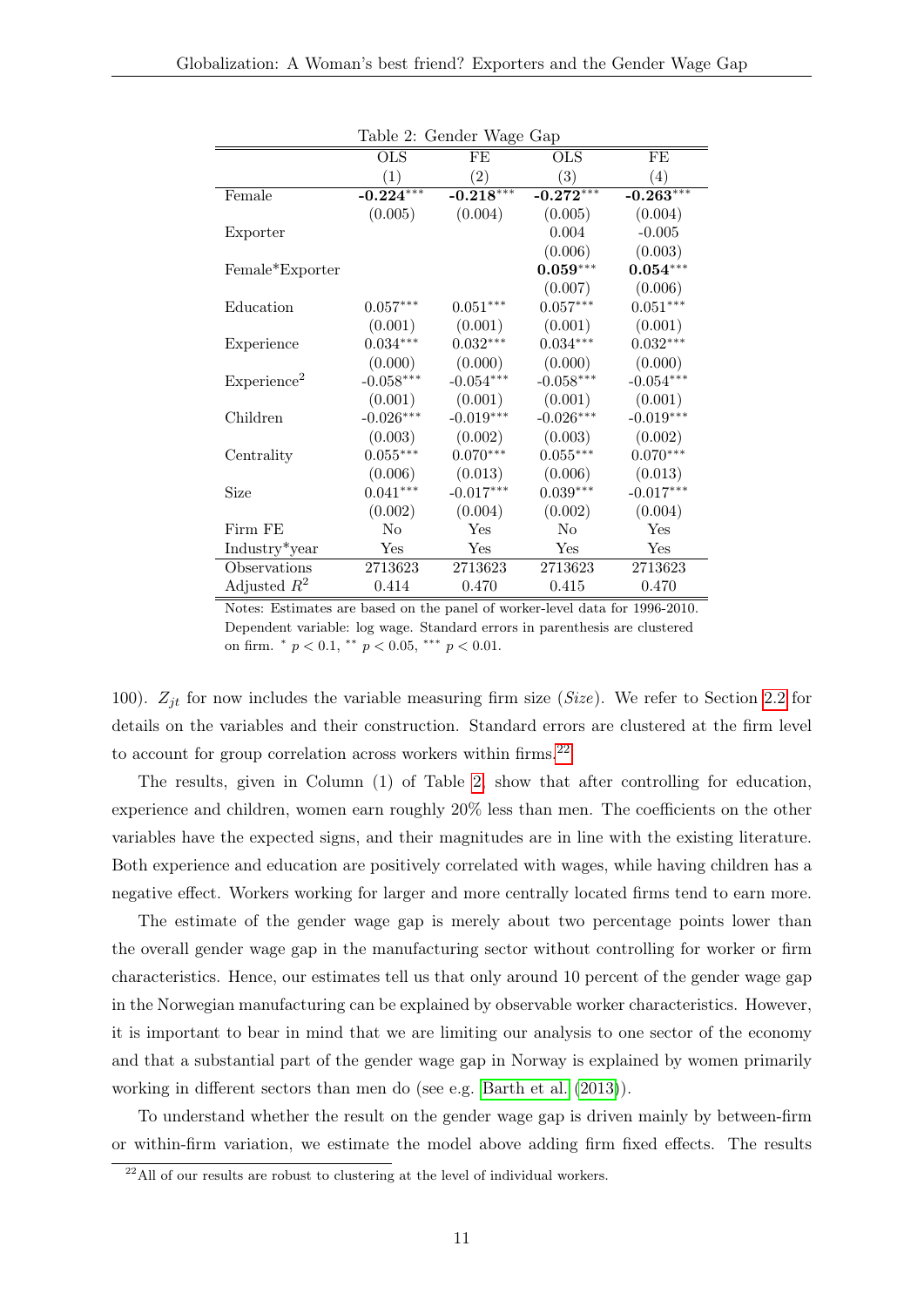Table 2: Gender Wage Gap

| | OLS | FE | OLS | FE |
|---|---|---|---|---|
| | (1) | (2) | (3) | (4) |
| Female | **-0.224**$^{***}$ | **-0.218**$^{***}$ | **-0.272**$^{***}$ | **-0.263**$^{***}$ |
| | (0.005) | (0.004) | (0.005) | (0.004) |
| Exporter | | | 0.004 | -0.005 |
| | | | (0.006) | (0.003) |
| Female*Exporter | | | **0.059**$^{***}$ | **0.054**$^{***}$ |
| | | | (0.007) | (0.006) |
| Education | 0.057$^{***}$ | 0.051$^{***}$ | 0.057$^{***}$ | 0.051$^{***}$ |
| | (0.001) | (0.001) | (0.001) | (0.001) |
| Experience | 0.034$^{***}$ | 0.032$^{***}$ | 0.034$^{***}$ | 0.032$^{***}$ |
| | (0.000) | (0.000) | (0.000) | (0.000) |
| Experience$^2$ | -0.058$^{***}$ | -0.054$^{***}$ | -0.058$^{***}$ | -0.054$^{***}$ |
| | (0.001) | (0.001) | (0.001) | (0.001) |
| Children | -0.026$^{***}$ | -0.019$^{***}$ | -0.026$^{***}$ | -0.019$^{***}$ |
| | (0.003) | (0.002) | (0.003) | (0.002) |
| Centrality | 0.055$^{***}$ | 0.070$^{***}$ | 0.055$^{***}$ | 0.070$^{***}$ |
| | (0.006) | (0.013) | (0.006) | (0.013) |
| Size | 0.041$^{***}$ | -0.017$^{***}$ | 0.039$^{***}$ | -0.017$^{***}$ |
| | (0.002) | (0.004) | (0.002) | (0.004) |
| Firm FE | No | Yes | No | Yes |
| Industry*year | Yes | Yes | Yes | Yes |
| Observations | 2713623 | 2713623 | 2713623 | 2713623 |
| Adjusted $R^2$ | 0.414 | 0.470 | 0.415 | 0.470 |

Notes: Estimates are based on the panel of worker-level data for 1996-2010. Dependent variable: log wage. Standard errors in parenthesis are clustered on firm. $^{*}$ $p < 0.1$, $^{**}$ $p < 0.05$, $^{***}$ $p < 0.01$.

100). $Z_{jt}$ for now includes the variable measuring firm size (*Size*). We refer to Section 2.2 for details on the variables and their construction. Standard errors are clustered at the firm level to account for group correlation across workers within firms.[22]

The results, given in Column (1) of Table 2, show that after controlling for education, experience and children, women earn roughly 20% less than men. The coefficients on the other variables have the expected signs, and their magnitudes are in line with the existing literature. Both experience and education are positively correlated with wages, while having children has a negative effect. Workers working for larger and more centrally located firms tend to earn more.

The estimate of the gender wage gap is merely about two percentage points lower than the overall gender wage gap in the manufacturing sector without controlling for worker or firm characteristics. Hence, our estimates tell us that only around 10 percent of the gender wage gap in the Norwegian manufacturing can be explained by observable worker characteristics. However, it is important to bear in mind that we are limiting our analysis to one sector of the economy and that a substantial part of the gender wage gap in Norway is explained by women primarily working in different sectors than men do (see e.g. Barth et al. (2013)).

To understand whether the result on the gender wage gap is driven mainly by between-firm or within-firm variation, we estimate the model above adding firm fixed effects. The results

[22] All of our results are robust to clustering at the level of individual workers.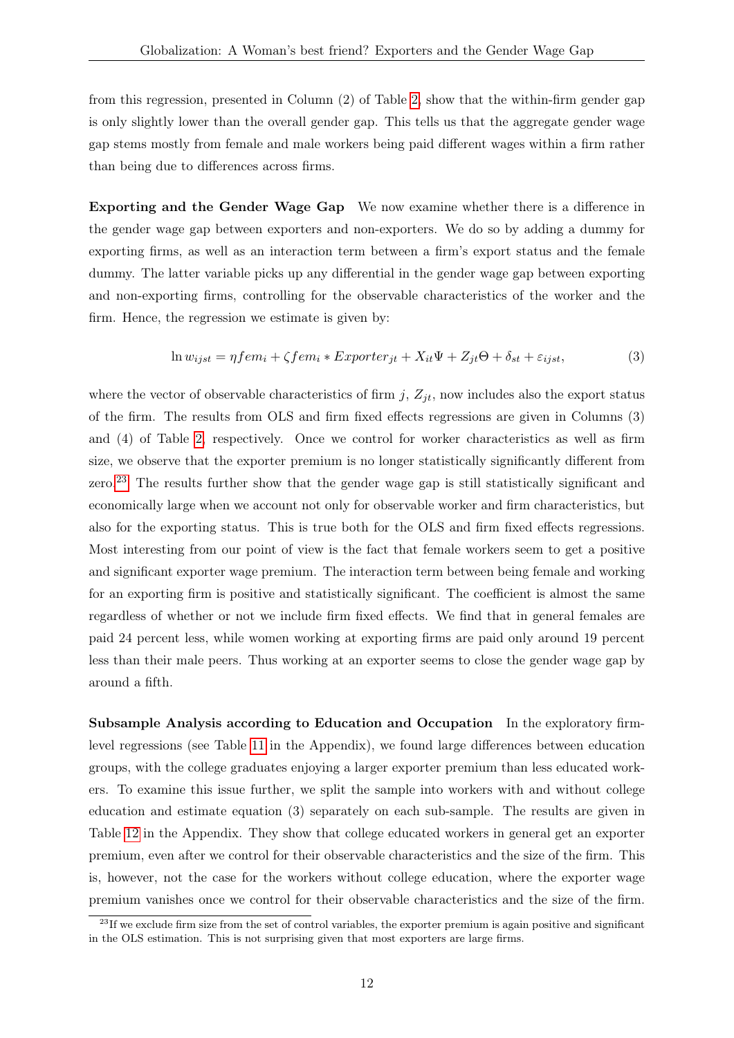from this regression, presented in Column (2) of Table 2, show that the within-firm gender gap is only slightly lower than the overall gender gap. This tells us that the aggregate gender wage gap stems mostly from female and male workers being paid different wages within a firm rather than being due to differences across firms.

**Exporting and the Gender Wage Gap** We now examine whether there is a difference in the gender wage gap between exporters and non-exporters. We do so by adding a dummy for exporting firms, as well as an interaction term between a firm's export status and the female dummy. The latter variable picks up any differential in the gender wage gap between exporting and non-exporting firms, controlling for the observable characteristics of the worker and the firm. Hence, the regression we estimate is given by:

$$\ln w_{ijst} = \eta fem_i + \zeta fem_i * Exporter_{jt} + X_{it}\Psi + Z_{jt}\Theta + \delta_{st} + \varepsilon_{ijst}, \tag{3}$$

where the vector of observable characteristics of firm $j$, $Z_{jt}$, now includes also the export status of the firm. The results from OLS and firm fixed effects regressions are given in Columns (3) and (4) of Table 2, respectively. Once we control for worker characteristics as well as firm size, we observe that the exporter premium is no longer statistically significantly different from zero.[23] The results further show that the gender wage gap is still statistically significant and economically large when we account not only for observable worker and firm characteristics, but also for the exporting status. This is true both for the OLS and firm fixed effects regressions. Most interesting from our point of view is the fact that female workers seem to get a positive and significant exporter wage premium. The interaction term between being female and working for an exporting firm is positive and statistically significant. The coefficient is almost the same regardless of whether or not we include firm fixed effects. We find that in general females are paid 24 percent less, while women working at exporting firms are paid only around 19 percent less than their male peers. Thus working at an exporter seems to close the gender wage gap by around a fifth.

**Subsample Analysis according to Education and Occupation** In the exploratory firm-level regressions (see Table 11 in the Appendix), we found large differences between education groups, with the college graduates enjoying a larger exporter premium than less educated workers. To examine this issue further, we split the sample into workers with and without college education and estimate equation (3) separately on each sub-sample. The results are given in Table 12 in the Appendix. They show that college educated workers in general get an exporter premium, even after we control for their observable characteristics and the size of the firm. This is, however, not the case for the workers without college education, where the exporter wage premium vanishes once we control for their observable characteristics and the size of the firm.

[23] If we exclude firm size from the set of control variables, the exporter premium is again positive and significant in the OLS estimation. This is not surprising given that most exporters are large firms.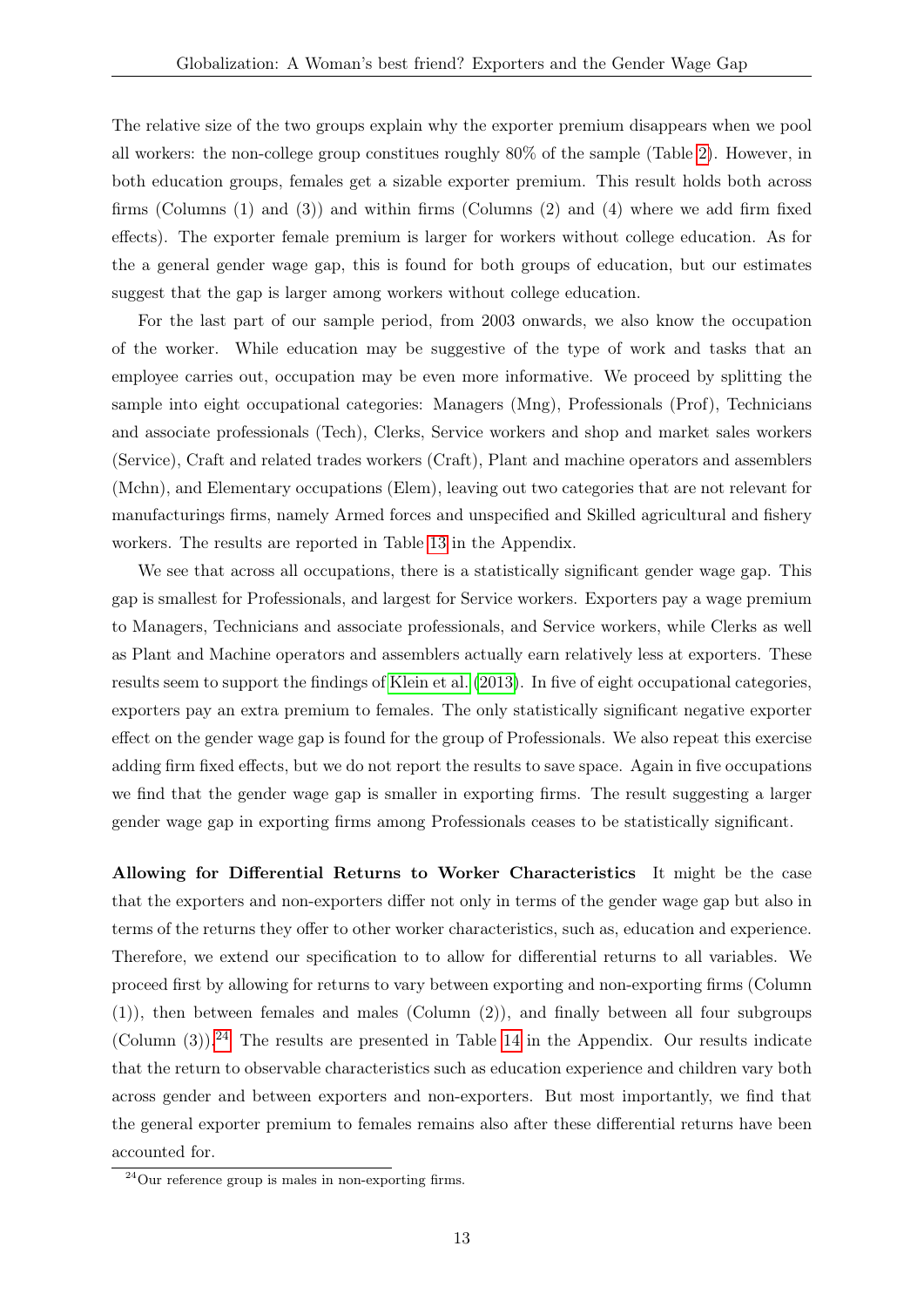The relative size of the two groups explain why the exporter premium disappears when we pool all workers: the non-college group constitues roughly 80% of the sample (Table 2). However, in both education groups, females get a sizable exporter premium. This result holds both across firms (Columns (1) and (3)) and within firms (Columns (2) and (4) where we add firm fixed effects). The exporter female premium is larger for workers without college education. As for the a general gender wage gap, this is found for both groups of education, but our estimates suggest that the gap is larger among workers without college education.

For the last part of our sample period, from 2003 onwards, we also know the occupation of the worker. While education may be suggestive of the type of work and tasks that an employee carries out, occupation may be even more informative. We proceed by splitting the sample into eight occupational categories: Managers (Mng), Professionals (Prof), Technicians and associate professionals (Tech), Clerks, Service workers and shop and market sales workers (Service), Craft and related trades workers (Craft), Plant and machine operators and assemblers (Mchn), and Elementary occupations (Elem), leaving out two categories that are not relevant for manufacturings firms, namely Armed forces and unspecified and Skilled agricultural and fishery workers. The results are reported in Table 13 in the Appendix.

We see that across all occupations, there is a statistically significant gender wage gap. This gap is smallest for Professionals, and largest for Service workers. Exporters pay a wage premium to Managers, Technicians and associate professionals, and Service workers, while Clerks as well as Plant and Machine operators and assemblers actually earn relatively less at exporters. These results seem to support the findings of Klein et al. (2013). In five of eight occupational categories, exporters pay an extra premium to females. The only statistically significant negative exporter effect on the gender wage gap is found for the group of Professionals. We also repeat this exercise adding firm fixed effects, but we do not report the results to save space. Again in five occupations we find that the gender wage gap is smaller in exporting firms. The result suggesting a larger gender wage gap in exporting firms among Professionals ceases to be statistically significant.

**Allowing for Differential Returns to Worker Characteristics** It might be the case that the exporters and non-exporters differ not only in terms of the gender wage gap but also in terms of the returns they offer to other worker characteristics, such as, education and experience. Therefore, we extend our specification to to allow for differential returns to all variables. We proceed first by allowing for returns to vary between exporting and non-exporting firms (Column (1)), then between females and males (Column (2)), and finally between all four subgroups (Column (3)).[24] The results are presented in Table 14 in the Appendix. Our results indicate that the return to observable characteristics such as education experience and children vary both across gender and between exporters and non-exporters. But most importantly, we find that the general exporter premium to females remains also after these differential returns have been accounted for.

[24] Our reference group is males in non-exporting firms.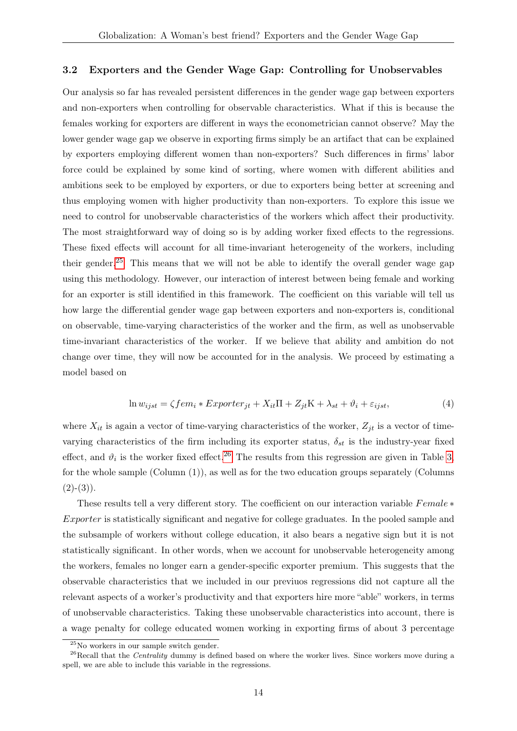### 3.2 Exporters and the Gender Wage Gap: Controlling for Unobservables

Our analysis so far has revealed persistent differences in the gender wage gap between exporters and non-exporters when controlling for observable characteristics. What if this is because the females working for exporters are different in ways the econometrician cannot observe? May the lower gender wage gap we observe in exporting firms simply be an artifact that can be explained by exporters employing different women than non-exporters? Such differences in firms' labor force could be explained by some kind of sorting, where women with different abilities and ambitions seek to be employed by exporters, or due to exporters being better at screening and thus employing women with higher productivity than non-exporters. To explore this issue we need to control for unobservable characteristics of the workers which affect their productivity. The most straightforward way of doing so is by adding worker fixed effects to the regressions. These fixed effects will account for all time-invariant heterogeneity of the workers, including their gender.[25] This means that we will not be able to identify the overall gender wage gap using this methodology. However, our interaction of interest between being female and working for an exporter is still identified in this framework. The coefficient on this variable will tell us how large the differential gender wage gap between exporters and non-exporters is, conditional on observable, time-varying characteristics of the worker and the firm, as well as unobservable time-invariant characteristics of the worker. If we believe that ability and ambition do not change over time, they will now be accounted for in the analysis. We proceed by estimating a model based on

$$\ln w_{ijst} = \zeta fem_i * Exporter_{jt} + X_{it}\Pi + Z_{jt}\mathrm{K} + \lambda_{st} + \vartheta_i + \varepsilon_{ijst}, \tag{4}$$

where $X_{it}$ is again a vector of time-varying characteristics of the worker, $Z_{jt}$ is a vector of time-varying characteristics of the firm including its exporter status, $\delta_{st}$ is the industry-year fixed effect, and $\vartheta_i$ is the worker fixed effect.[26] The results from this regression are given in Table 3, for the whole sample (Column (1)), as well as for the two education groups separately (Columns (2)-(3)).

These results tell a very different story. The coefficient on our interaction variable $Female * Exporter$ is statistically significant and negative for college graduates. In the pooled sample and the subsample of workers without college education, it also bears a negative sign but it is not statistically significant. In other words, when we account for unobservable heterogeneity among the workers, females no longer earn a gender-specific exporter premium. This suggests that the observable characteristics that we included in our previuos regressions did not capture all the relevant aspects of a worker's productivity and that exporters hire more "able" workers, in terms of unobservable characteristics. Taking these unobservable characteristics into account, there is a wage penalty for college educated women working in exporting firms of about 3 percentage

[25] No workers in our sample switch gender.

[26] Recall that the *Centrality* dummy is defined based on where the worker lives. Since workers move during a spell, we are able to include this variable in the regressions.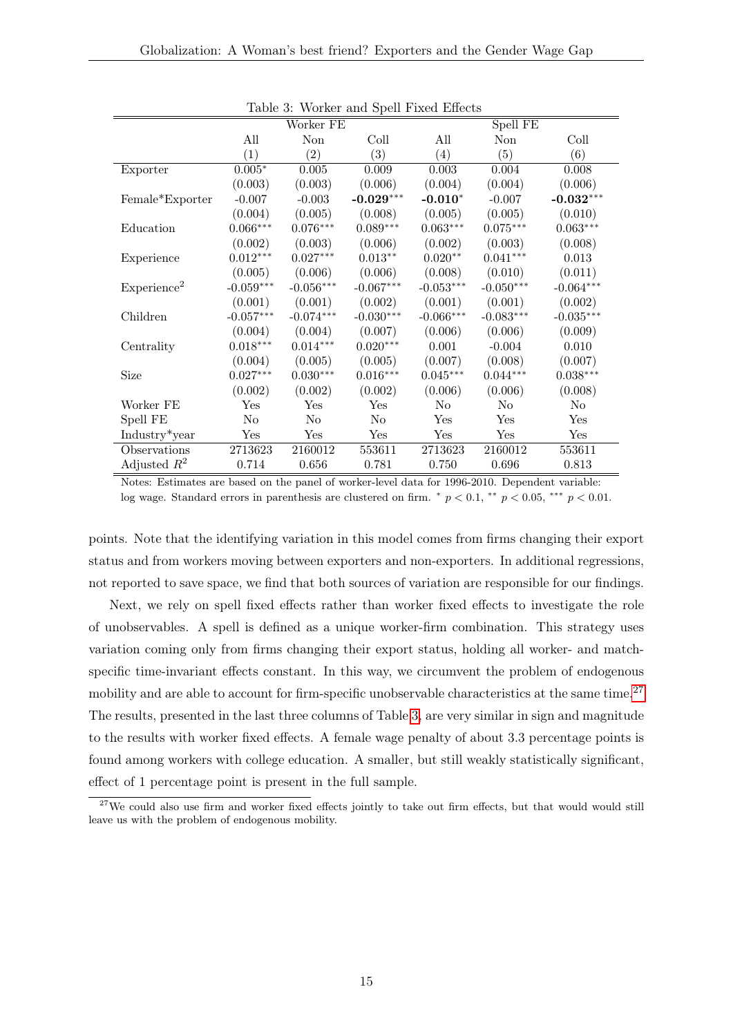Table 3: Worker and Spell Fixed Effects

| | Worker FE | | | Spell FE | | |
|---|---|---|---|---|---|---|
| | All | Non | Coll | All | Non | Coll |
| | (1) | (2) | (3) | (4) | (5) | (6) |
| Exporter | 0.005* | 0.005 | 0.009 | 0.003 | 0.004 | 0.008 |
| | (0.003) | (0.003) | (0.006) | (0.004) | (0.004) | (0.006) |
| Female*Exporter | -0.007 | -0.003 | **-0.029*****| **-0.010*** | -0.007 | **-0.032***** |
| | (0.004) | (0.005) | (0.008) | (0.005) | (0.005) | (0.010) |
| Education | 0.066*** | 0.076*** | 0.089*** | 0.063*** | 0.075*** | 0.063*** |
| | (0.002) | (0.003) | (0.006) | (0.002) | (0.003) | (0.008) |
| Experience | 0.012*** | 0.027*** | 0.013** | 0.020** | 0.041*** | 0.013 |
| | (0.005) | (0.006) | (0.006) | (0.008) | (0.010) | (0.011) |
| Experience$^2$ | -0.059*** | -0.056*** | -0.067*** | -0.053*** | -0.050*** | -0.064*** |
| | (0.001) | (0.001) | (0.002) | (0.001) | (0.001) | (0.002) |
| Children | -0.057*** | -0.074*** | -0.030*** | -0.066*** | -0.083*** | -0.035*** |
| | (0.004) | (0.004) | (0.007) | (0.006) | (0.006) | (0.009) |
| Centrality | 0.018*** | 0.014*** | 0.020*** | 0.001 | -0.004 | 0.010 |
| | (0.004) | (0.005) | (0.005) | (0.007) | (0.008) | (0.007) |
| Size | 0.027*** | 0.030*** | 0.016*** | 0.045*** | 0.044*** | 0.038*** |
| | (0.002) | (0.002) | (0.002) | (0.006) | (0.006) | (0.008) |
| Worker FE | Yes | Yes | Yes | No | No | No |
| Spell FE | No | No | No | Yes | Yes | Yes |
| Industry*year | Yes | Yes | Yes | Yes | Yes | Yes |
| Observations | 2713623 | 2160012 | 553611 | 2713623 | 2160012 | 553611 |
| Adjusted $R^2$ | 0.714 | 0.656 | 0.781 | 0.750 | 0.696 | 0.813 |

Notes: Estimates are based on the panel of worker-level data for 1996-2010. Dependent variable: log wage. Standard errors in parenthesis are clustered on firm. * $p < 0.1$, ** $p < 0.05$, *** $p < 0.01$.

points. Note that the identifying variation in this model comes from firms changing their export status and from workers moving between exporters and non-exporters. In additional regressions, not reported to save space, we find that both sources of variation are responsible for our findings.

Next, we rely on spell fixed effects rather than worker fixed effects to investigate the role of unobservables. A spell is defined as a unique worker-firm combination. This strategy uses variation coming only from firms changing their export status, holding all worker- and match-specific time-invariant effects constant. In this way, we circumvent the problem of endogenous mobility and are able to account for firm-specific unobservable characteristics at the same time.[27] The results, presented in the last three columns of Table 3, are very similar in sign and magnitude to the results with worker fixed effects. A female wage penalty of about 3.3 percentage points is found among workers with college education. A smaller, but still weakly statistically significant, effect of 1 percentage point is present in the full sample.

[27] We could also use firm and worker fixed effects jointly to take out firm effects, but that would would still leave us with the problem of endogenous mobility.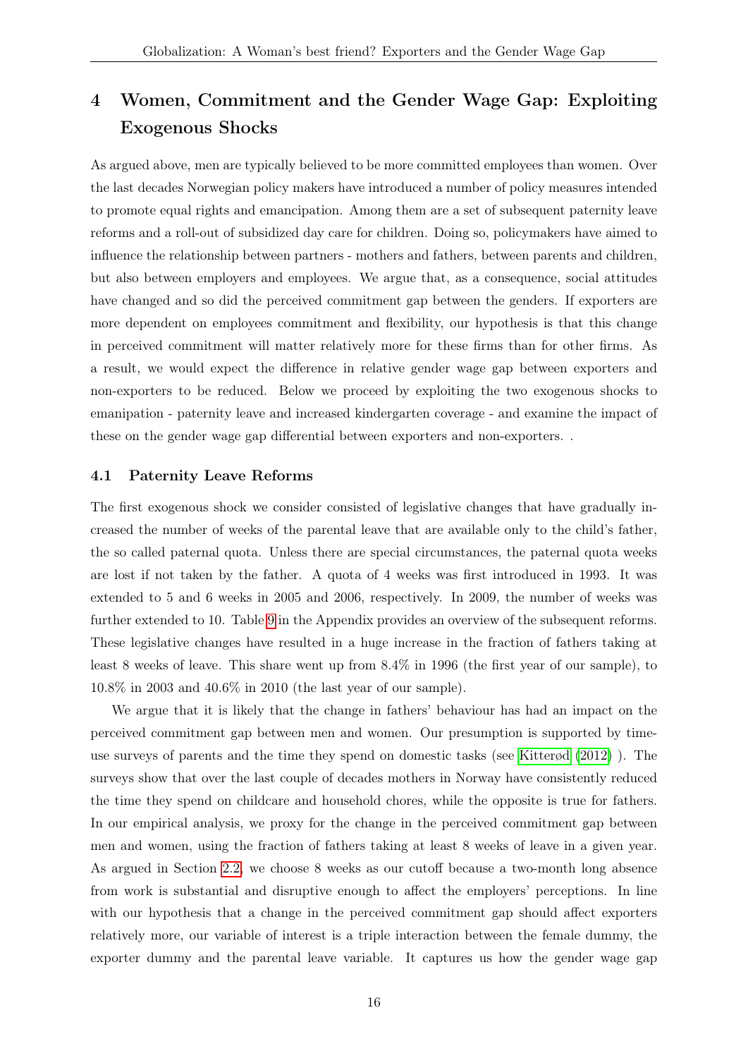# 4 Women, Commitment and the Gender Wage Gap: Exploiting Exogenous Shocks

As argued above, men are typically believed to be more committed employees than women. Over the last decades Norwegian policy makers have introduced a number of policy measures intended to promote equal rights and emancipation. Among them are a set of subsequent paternity leave reforms and a roll-out of subsidized day care for children. Doing so, policymakers have aimed to influence the relationship between partners - mothers and fathers, between parents and children, but also between employers and employees. We argue that, as a consequence, social attitudes have changed and so did the perceived commitment gap between the genders. If exporters are more dependent on employees commitment and flexibility, our hypothesis is that this change in perceived commitment will matter relatively more for these firms than for other firms. As a result, we would expect the difference in relative gender wage gap between exporters and non-exporters to be reduced. Below we proceed by exploiting the two exogenous shocks to emanipation - paternity leave and increased kindergarten coverage - and examine the impact of these on the gender wage gap differential between exporters and non-exporters. .

## 4.1 Paternity Leave Reforms

The first exogenous shock we consider consisted of legislative changes that have gradually increased the number of weeks of the parental leave that are available only to the child's father, the so called paternal quota. Unless there are special circumstances, the paternal quota weeks are lost if not taken by the father. A quota of 4 weeks was first introduced in 1993. It was extended to 5 and 6 weeks in 2005 and 2006, respectively. In 2009, the number of weeks was further extended to 10. Table 9 in the Appendix provides an overview of the subsequent reforms. These legislative changes have resulted in a huge increase in the fraction of fathers taking at least 8 weeks of leave. This share went up from 8.4% in 1996 (the first year of our sample), to 10.8% in 2003 and 40.6% in 2010 (the last year of our sample).

We argue that it is likely that the change in fathers' behaviour has had an impact on the perceived commitment gap between men and women. Our presumption is supported by time-use surveys of parents and the time they spend on domestic tasks (see Kitterød (2012) ). The surveys show that over the last couple of decades mothers in Norway have consistently reduced the time they spend on childcare and household chores, while the opposite is true for fathers. In our empirical analysis, we proxy for the change in the perceived commitment gap between men and women, using the fraction of fathers taking at least 8 weeks of leave in a given year. As argued in Section 2.2, we choose 8 weeks as our cutoff because a two-month long absence from work is substantial and disruptive enough to affect the employers' perceptions. In line with our hypothesis that a change in the perceived commitment gap should affect exporters relatively more, our variable of interest is a triple interaction between the female dummy, the exporter dummy and the parental leave variable. It captures us how the gender wage gap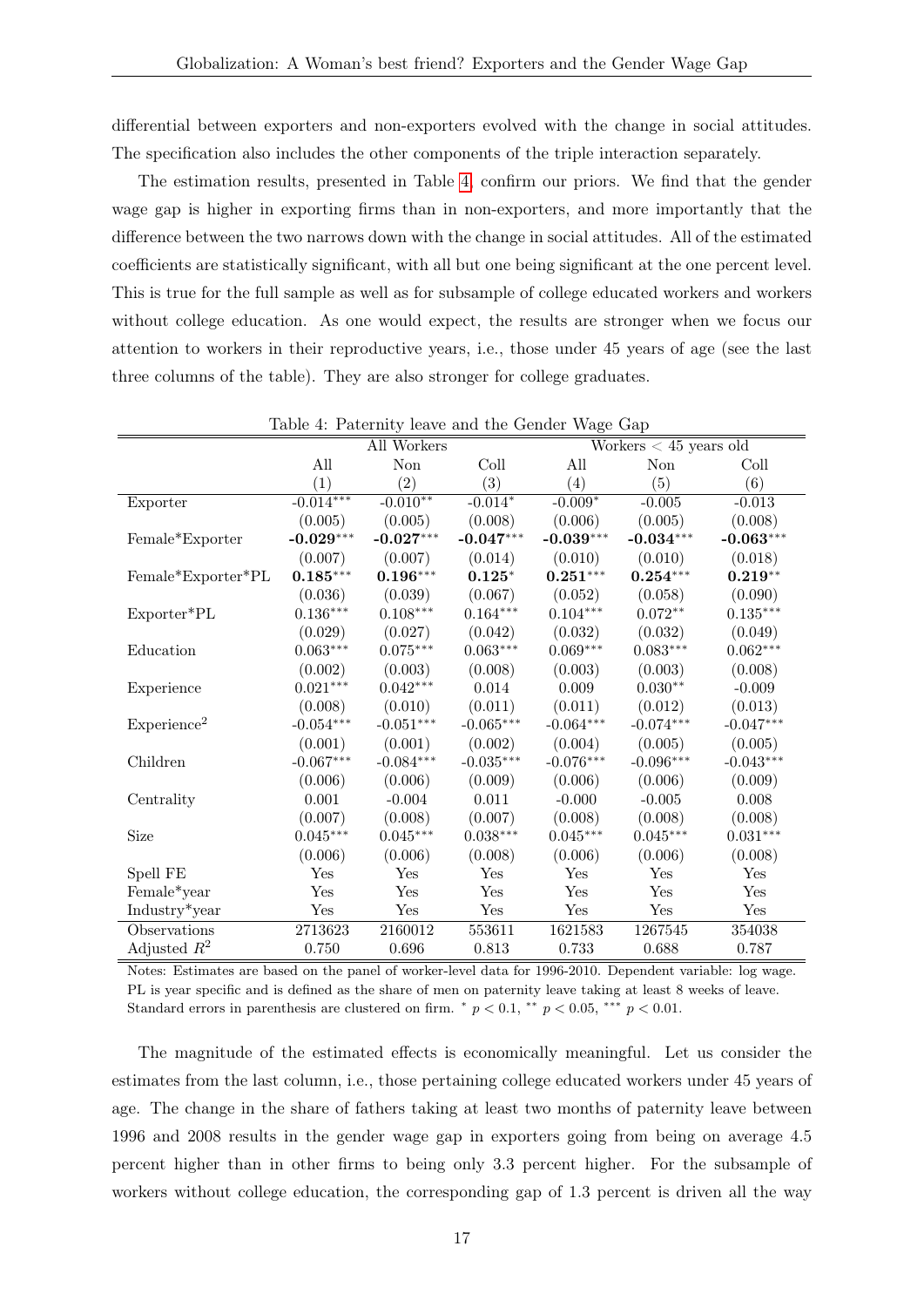differential between exporters and non-exporters evolved with the change in social attitudes. The specification also includes the other components of the triple interaction separately.

The estimation results, presented in Table 4, confirm our priors. We find that the gender wage gap is higher in exporting firms than in non-exporters, and more importantly that the difference between the two narrows down with the change in social attitudes. All of the estimated coefficients are statistically significant, with all but one being significant at the one percent level. This is true for the full sample as well as for subsample of college educated workers and workers without college education. As one would expect, the results are stronger when we focus our attention to workers in their reproductive years, i.e., those under 45 years of age (see the last three columns of the table). They are also stronger for college graduates.

Table 4: Paternity leave and the Gender Wage Gap

| | All Workers | | | Workers < 45 years old | | |
|---|---|---|---|---|---|---|
| | All | Non | Coll | All | Non | Coll |
| | (1) | (2) | (3) | (4) | (5) | (6) |
| Exporter | -0.014*** | -0.010** | -0.014* | -0.009* | -0.005 | -0.013 |
| | (0.005) | (0.005) | (0.008) | (0.006) | (0.005) | (0.008) |
| Female*Exporter | **-0.029***** | **-0.027***** | **-0.047***** | **-0.039***** | **-0.034***** | **-0.063***** |
| | (0.007) | (0.007) | (0.014) | (0.010) | (0.010) | (0.018) |
| Female*Exporter*PL | **0.185***** | **0.196***** | **0.125*** | **0.251***** | **0.254***** | **0.219**** |
| | (0.036) | (0.039) | (0.067) | (0.052) | (0.058) | (0.090) |
| Exporter*PL | 0.136*** | 0.108*** | 0.164*** | 0.104*** | 0.072** | 0.135*** |
| | (0.029) | (0.027) | (0.042) | (0.032) | (0.032) | (0.049) |
| Education | 0.063*** | 0.075*** | 0.063*** | 0.069*** | 0.083*** | 0.062*** |
| | (0.002) | (0.003) | (0.008) | (0.003) | (0.003) | (0.008) |
| Experience | 0.021*** | 0.042*** | 0.014 | 0.009 | 0.030** | -0.009 |
| | (0.008) | (0.010) | (0.011) | (0.011) | (0.012) | (0.013) |
| Experience$^2$ | -0.054*** | -0.051*** | -0.065*** | -0.064*** | -0.074*** | -0.047*** |
| | (0.001) | (0.001) | (0.002) | (0.004) | (0.005) | (0.005) |
| Children | -0.067*** | -0.084*** | -0.035*** | -0.076*** | -0.096*** | -0.043*** |
| | (0.006) | (0.006) | (0.009) | (0.006) | (0.006) | (0.009) |
| Centrality | 0.001 | -0.004 | 0.011 | -0.000 | -0.005 | 0.008 |
| | (0.007) | (0.008) | (0.007) | (0.008) | (0.008) | (0.008) |
| Size | 0.045*** | 0.045*** | 0.038*** | 0.045*** | 0.045*** | 0.031*** |
| | (0.006) | (0.006) | (0.008) | (0.006) | (0.006) | (0.008) |
| Spell FE | Yes | Yes | Yes | Yes | Yes | Yes |
| Female*year | Yes | Yes | Yes | Yes | Yes | Yes |
| Industry*year | Yes | Yes | Yes | Yes | Yes | Yes |
| Observations | 2713623 | 2160012 | 553611 | 1621583 | 1267545 | 354038 |
| Adjusted $R^2$ | 0.750 | 0.696 | 0.813 | 0.733 | 0.688 | 0.787 |

Notes: Estimates are based on the panel of worker-level data for 1996-2010. Dependent variable: log wage. PL is year specific and is defined as the share of men on paternity leave taking at least 8 weeks of leave. Standard errors in parenthesis are clustered on firm. * $p < 0.1$, ** $p < 0.05$, *** $p < 0.01$.

The magnitude of the estimated effects is economically meaningful. Let us consider the estimates from the last column, i.e., those pertaining college educated workers under 45 years of age. The change in the share of fathers taking at least two months of paternity leave between 1996 and 2008 results in the gender wage gap in exporters going from being on average 4.5 percent higher than in other firms to being only 3.3 percent higher. For the subsample of workers without college education, the corresponding gap of 1.3 percent is driven all the way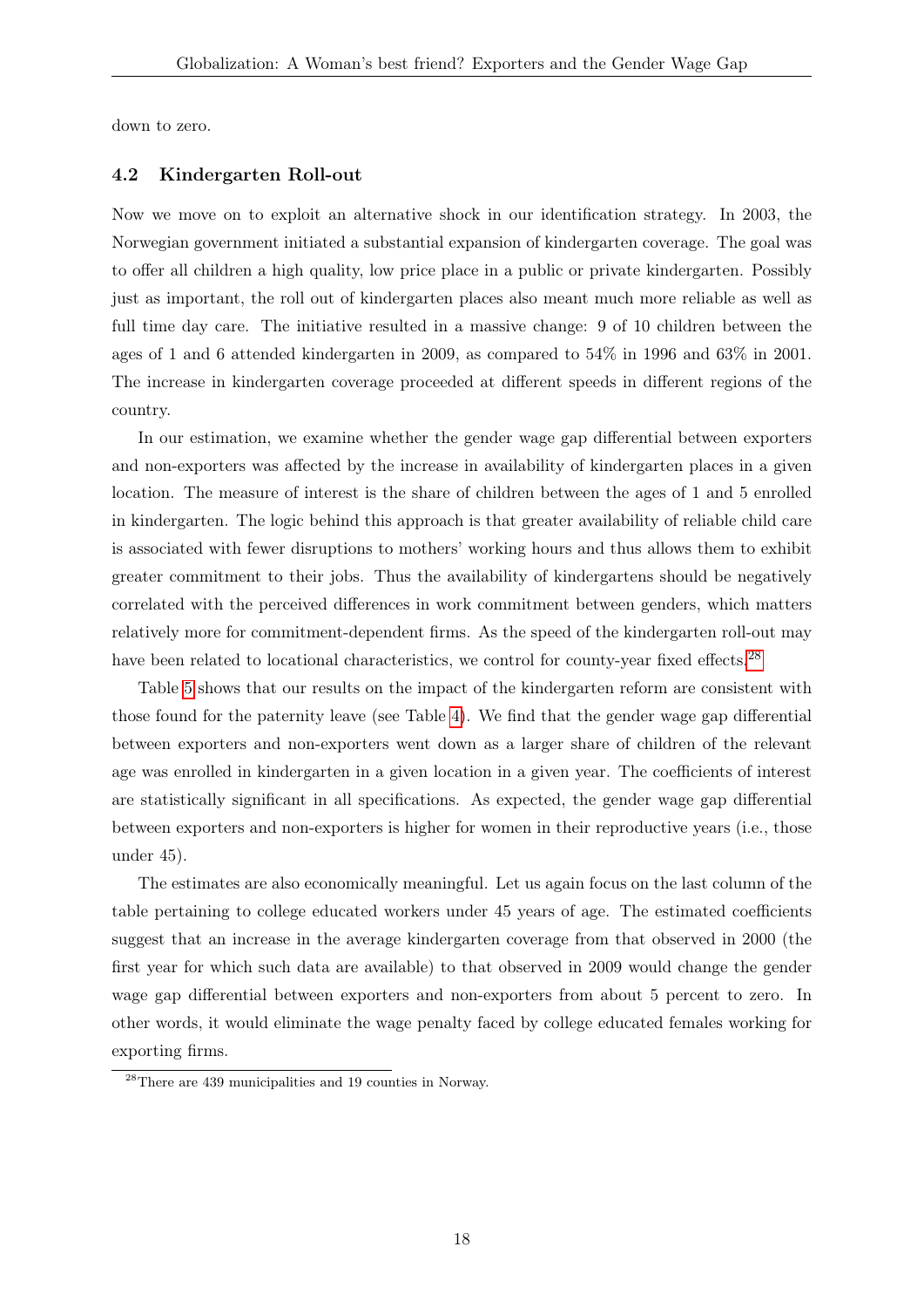down to zero.

### 4.2 Kindergarten Roll-out

Now we move on to exploit an alternative shock in our identification strategy. In 2003, the Norwegian government initiated a substantial expansion of kindergarten coverage. The goal was to offer all children a high quality, low price place in a public or private kindergarten. Possibly just as important, the roll out of kindergarten places also meant much more reliable as well as full time day care. The initiative resulted in a massive change: 9 of 10 children between the ages of 1 and 6 attended kindergarten in 2009, as compared to 54% in 1996 and 63% in 2001. The increase in kindergarten coverage proceeded at different speeds in different regions of the country.

In our estimation, we examine whether the gender wage gap differential between exporters and non-exporters was affected by the increase in availability of kindergarten places in a given location. The measure of interest is the share of children between the ages of 1 and 5 enrolled in kindergarten. The logic behind this approach is that greater availability of reliable child care is associated with fewer disruptions to mothers' working hours and thus allows them to exhibit greater commitment to their jobs. Thus the availability of kindergartens should be negatively correlated with the perceived differences in work commitment between genders, which matters relatively more for commitment-dependent firms. As the speed of the kindergarten roll-out may have been related to locational characteristics, we control for county-year fixed effects.[28]

Table 5 shows that our results on the impact of the kindergarten reform are consistent with those found for the paternity leave (see Table 4). We find that the gender wage gap differential between exporters and non-exporters went down as a larger share of children of the relevant age was enrolled in kindergarten in a given location in a given year. The coefficients of interest are statistically significant in all specifications. As expected, the gender wage gap differential between exporters and non-exporters is higher for women in their reproductive years (i.e., those under 45).

The estimates are also economically meaningful. Let us again focus on the last column of the table pertaining to college educated workers under 45 years of age. The estimated coefficients suggest that an increase in the average kindergarten coverage from that observed in 2000 (the first year for which such data are available) to that observed in 2009 would change the gender wage gap differential between exporters and non-exporters from about 5 percent to zero. In other words, it would eliminate the wage penalty faced by college educated females working for exporting firms.

[28]There are 439 municipalities and 19 counties in Norway.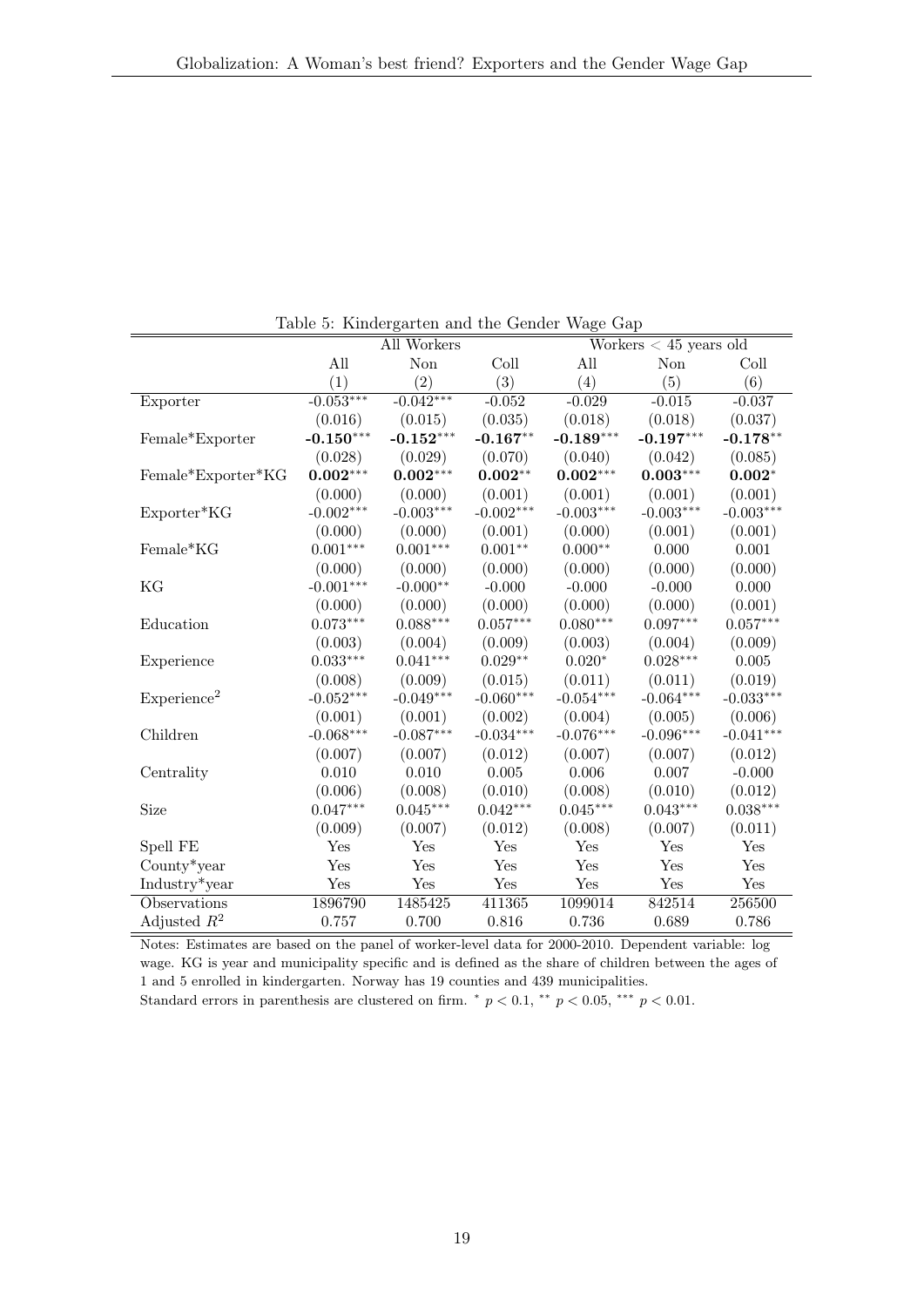Table 5: Kindergarten and the Gender Wage Gap

| | All Workers | | | Workers < 45 years old | | |
|---|---|---|---|---|---|---|
| | All | Non | Coll | All | Non | Coll |
| | (1) | (2) | (3) | (4) | (5) | (6) |
| Exporter | -0.053*** | -0.042*** | -0.052 | -0.029 | -0.015 | -0.037 |
| | (0.016) | (0.015) | (0.035) | (0.018) | (0.018) | (0.037) |
| Female*Exporter | **-0.150*****| **-0.152***** | **-0.167**** | **-0.189***** | **-0.197***** | **-0.178**** |
| | (0.028) | (0.029) | (0.070) | (0.040) | (0.042) | (0.085) |
| Female*Exporter*KG | **0.002***** | **0.002***** | **0.002**** | **0.002***** | **0.003***** | **0.002*** |
| | (0.000) | (0.000) | (0.001) | (0.001) | (0.001) | (0.001) |
| Exporter*KG | -0.002*** | -0.003*** | -0.002*** | -0.003*** | -0.003*** | -0.003*** |
| | (0.000) | (0.000) | (0.001) | (0.000) | (0.001) | (0.001) |
| Female*KG | 0.001*** | 0.001*** | 0.001** | 0.000** | 0.000 | 0.001 |
| | (0.000) | (0.000) | (0.000) | (0.000) | (0.000) | (0.000) |
| KG | -0.001*** | -0.000** | -0.000 | -0.000 | -0.000 | 0.000 |
| | (0.000) | (0.000) | (0.000) | (0.000) | (0.000) | (0.001) |
| Education | 0.073*** | 0.088*** | 0.057*** | 0.080*** | 0.097*** | 0.057*** |
| | (0.003) | (0.004) | (0.009) | (0.003) | (0.004) | (0.009) |
| Experience | 0.033*** | 0.041*** | 0.029** | 0.020* | 0.028*** | 0.005 |
| | (0.008) | (0.009) | (0.015) | (0.011) | (0.011) | (0.019) |
| Experience$^2$ | -0.052*** | -0.049*** | -0.060*** | -0.054*** | -0.064*** | -0.033*** |
| | (0.001) | (0.001) | (0.002) | (0.004) | (0.005) | (0.006) |
| Children | -0.068*** | -0.087*** | -0.034*** | -0.076*** | -0.096*** | -0.041*** |
| | (0.007) | (0.007) | (0.012) | (0.007) | (0.007) | (0.012) |
| Centrality | 0.010 | 0.010 | 0.005 | 0.006 | 0.007 | -0.000 |
| | (0.006) | (0.008) | (0.010) | (0.008) | (0.010) | (0.012) |
| Size | 0.047*** | 0.045*** | 0.042*** | 0.045*** | 0.043*** | 0.038*** |
| | (0.009) | (0.007) | (0.012) | (0.008) | (0.007) | (0.011) |
| Spell FE | Yes | Yes | Yes | Yes | Yes | Yes |
| County*year | Yes | Yes | Yes | Yes | Yes | Yes |
| Industry*year | Yes | Yes | Yes | Yes | Yes | Yes |
| Observations | 1896790 | 1485425 | 411365 | 1099014 | 842514 | 256500 |
| Adjusted $R^2$ | 0.757 | 0.700 | 0.816 | 0.736 | 0.689 | 0.786 |

Notes: Estimates are based on the panel of worker-level data for 2000-2010. Dependent variable: log wage. KG is year and municipality specific and is defined as the share of children between the ages of 1 and 5 enrolled in kindergarten. Norway has 19 counties and 439 municipalities.
Standard errors in parenthesis are clustered on firm. * $p < 0.1$, ** $p < 0.05$, *** $p < 0.01$.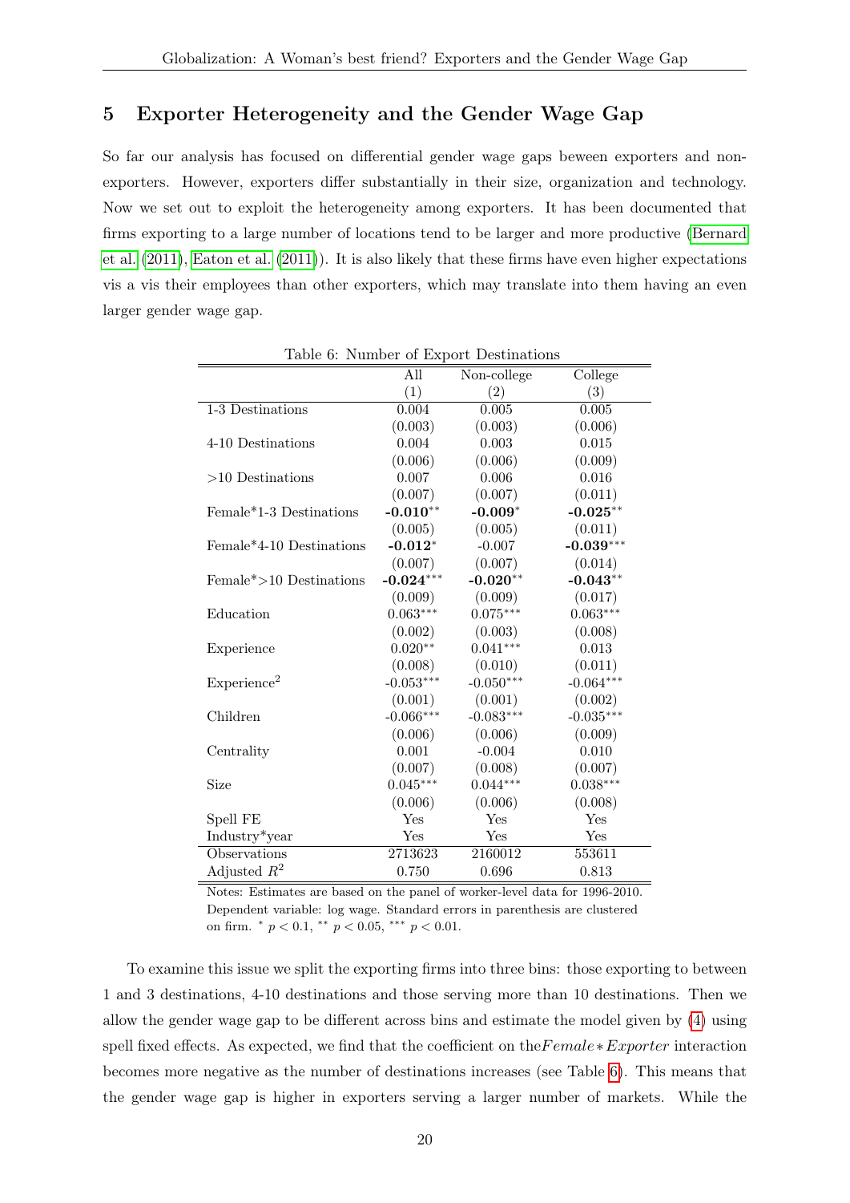## 5 Exporter Heterogeneity and the Gender Wage Gap

So far our analysis has focused on differential gender wage gaps beween exporters and non-exporters. However, exporters differ substantially in their size, organization and technology. Now we set out to exploit the heterogeneity among exporters. It has been documented that firms exporting to a large number of locations tend to be larger and more productive (Bernard et al. (2011), Eaton et al. (2011)). It is also likely that these firms have even higher expectations vis a vis their employees than other exporters, which may translate into them having an even larger gender wage gap.

Table 6: Number of Export Destinations

| | All | Non-college | College |
|---|---|---|---|
| | (1) | (2) | (3) |
| 1-3 Destinations | 0.004 | 0.005 | 0.005 |
| | (0.003) | (0.003) | (0.006) |
| 4-10 Destinations | 0.004 | 0.003 | 0.015 |
| | (0.006) | (0.006) | (0.009) |
| >10 Destinations | 0.007 | 0.006 | 0.016 |
| | (0.007) | (0.007) | (0.011) |
| Female*1-3 Destinations | **-0.010**$^{**}$ | **-0.009**$^{*}$ | **-0.025**$^{**}$ |
| | (0.005) | (0.005) | (0.011) |
| Female*4-10 Destinations | **-0.012**$^{*}$ | -0.007 | **-0.039**$^{***}$ |
| | (0.007) | (0.007) | (0.014) |
| Female*>10 Destinations | **-0.024**$^{***}$ | **-0.020**$^{**}$ | **-0.043**$^{**}$ |
| | (0.009) | (0.009) | (0.017) |
| Education | 0.063$^{***}$ | 0.075$^{***}$ | 0.063$^{***}$ |
| | (0.002) | (0.003) | (0.008) |
| Experience | 0.020$^{**}$ | 0.041$^{***}$ | 0.013 |
| | (0.008) | (0.010) | (0.011) |
| Experience$^2$ | -0.053$^{***}$ | -0.050$^{***}$ | -0.064$^{***}$ |
| | (0.001) | (0.001) | (0.002) |
| Children | -0.066$^{***}$ | -0.083$^{***}$ | -0.035$^{***}$ |
| | (0.006) | (0.006) | (0.009) |
| Centrality | 0.001 | -0.004 | 0.010 |
| | (0.007) | (0.008) | (0.007) |
| Size | 0.045$^{***}$ | 0.044$^{***}$ | 0.038$^{***}$ |
| | (0.006) | (0.006) | (0.008) |
| Spell FE | Yes | Yes | Yes |
| Industry*year | Yes | Yes | Yes |
| Observations | 2713623 | 2160012 | 553611 |
| Adjusted $R^2$ | 0.750 | 0.696 | 0.813 |

Notes: Estimates are based on the panel of worker-level data for 1996-2010. Dependent variable: log wage. Standard errors in parenthesis are clustered on firm. $^{*}$ $p < 0.1$, $^{**}$ $p < 0.05$, $^{***}$ $p < 0.01$.

To examine this issue we split the exporting firms into three bins: those exporting to between 1 and 3 destinations, 4-10 destinations and those serving more than 10 destinations. Then we allow the gender wage gap to be different across bins and estimate the model given by (4) using spell fixed effects. As expected, we find that the coefficient on the $Female * Exporter$ interaction becomes more negative as the number of destinations increases (see Table 6). This means that the gender wage gap is higher in exporters serving a larger number of markets. While the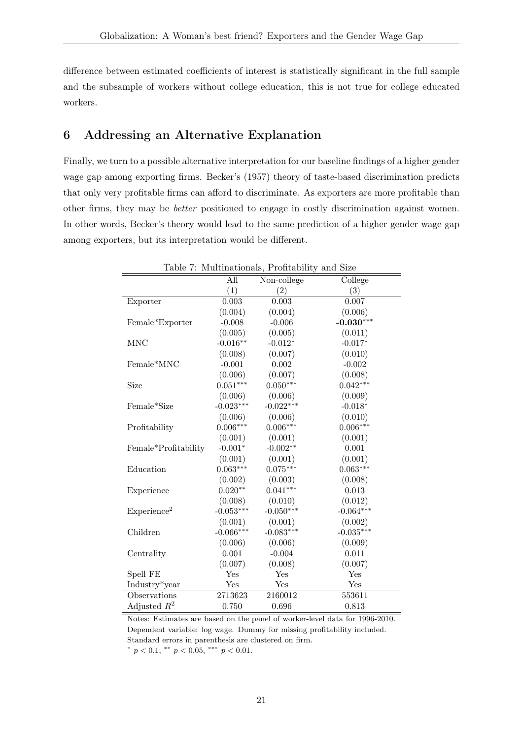difference between estimated coefficients of interest is statistically significant in the full sample and the subsample of workers without college education, this is not true for college educated workers.

## 6 Addressing an Alternative Explanation

Finally, we turn to a possible alternative interpretation for our baseline findings of a higher gender wage gap among exporting firms. Becker's (1957) theory of taste-based discrimination predicts that only very profitable firms can afford to discriminate. As exporters are more profitable than other firms, they may be *better* positioned to engage in costly discrimination against women. In other words, Becker's theory would lead to the same prediction of a higher gender wage gap among exporters, but its interpretation would be different.

Table 7: Multinationals, Profitability and Size

| | All | Non-college | College |
|---|---|---|---|
| | (1) | (2) | (3) |
| Exporter | 0.003 | 0.003 | 0.007 |
| | (0.004) | (0.004) | (0.006) |
| Female*Exporter | -0.008 | -0.006 | **-0.030*****|
| | (0.005) | (0.005) | (0.011) |
| MNC | -0.016** | -0.012* | -0.017* |
| | (0.008) | (0.007) | (0.010) |
| Female*MNC | -0.001 | 0.002 | -0.002 |
| | (0.006) | (0.007) | (0.008) |
| Size | 0.051*** | 0.050*** | 0.042*** |
| | (0.006) | (0.006) | (0.009) |
| Female*Size | -0.023*** | -0.022*** | -0.018* |
| | (0.006) | (0.006) | (0.010) |
| Profitability | 0.006*** | 0.006*** | 0.006*** |
| | (0.001) | (0.001) | (0.001) |
| Female*Profitability | -0.001* | -0.002** | 0.001 |
| | (0.001) | (0.001) | (0.001) |
| Education | 0.063*** | 0.075*** | 0.063*** |
| | (0.002) | (0.003) | (0.008) |
| Experience | 0.020** | 0.041*** | 0.013 |
| | (0.008) | (0.010) | (0.012) |
| Experience$^2$ | -0.053*** | -0.050*** | -0.064*** |
| | (0.001) | (0.001) | (0.002) |
| Children | -0.066*** | -0.083*** | -0.035*** |
| | (0.006) | (0.006) | (0.009) |
| Centrality | 0.001 | -0.004 | 0.011 |
| | (0.007) | (0.008) | (0.007) |
| Spell FE | Yes | Yes | Yes |
| Industry*year | Yes | Yes | Yes |
| Observations | 2713623 | 2160012 | 553611 |
| Adjusted $R^2$ | 0.750 | 0.696 | 0.813 |

Notes: Estimates are based on the panel of worker-level data for 1996-2010. Dependent variable: log wage. Dummy for missing profitability included. Standard errors in parenthesis are clustered on firm.
$^{*}$ $p < 0.1$, $^{**}$ $p < 0.05$, $^{***}$ $p < 0.01$.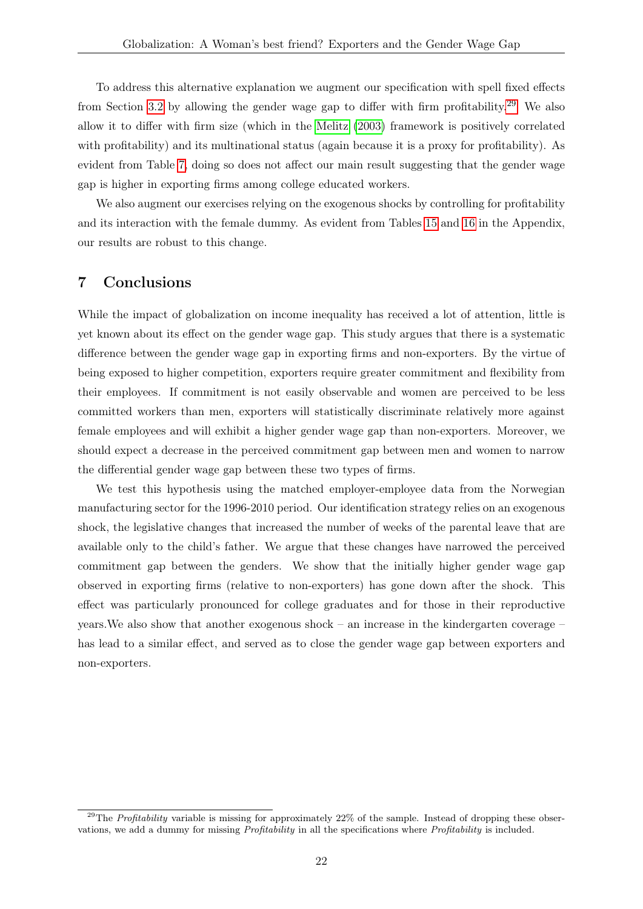To address this alternative explanation we augment our specification with spell fixed effects from Section 3.2 by allowing the gender wage gap to differ with firm profitability.[29] We also allow it to differ with firm size (which in the Melitz (2003) framework is positively correlated with profitability) and its multinational status (again because it is a proxy for profitability). As evident from Table 7, doing so does not affect our main result suggesting that the gender wage gap is higher in exporting firms among college educated workers.

We also augment our exercises relying on the exogenous shocks by controlling for profitability and its interaction with the female dummy. As evident from Tables 15 and 16 in the Appendix, our results are robust to this change.

## 7 Conclusions

While the impact of globalization on income inequality has received a lot of attention, little is yet known about its effect on the gender wage gap. This study argues that there is a systematic difference between the gender wage gap in exporting firms and non-exporters. By the virtue of being exposed to higher competition, exporters require greater commitment and flexibility from their employees. If commitment is not easily observable and women are perceived to be less committed workers than men, exporters will statistically discriminate relatively more against female employees and will exhibit a higher gender wage gap than non-exporters. Moreover, we should expect a decrease in the perceived commitment gap between men and women to narrow the differential gender wage gap between these two types of firms.

We test this hypothesis using the matched employer-employee data from the Norwegian manufacturing sector for the 1996-2010 period. Our identification strategy relies on an exogenous shock, the legislative changes that increased the number of weeks of the parental leave that are available only to the child's father. We argue that these changes have narrowed the perceived commitment gap between the genders. We show that the initially higher gender wage gap observed in exporting firms (relative to non-exporters) has gone down after the shock. This effect was particularly pronounced for college graduates and for those in their reproductive years.We also show that another exogenous shock – an increase in the kindergarten coverage – has lead to a similar effect, and served as to close the gender wage gap between exporters and non-exporters.

[29] The *Profitability* variable is missing for approximately 22% of the sample. Instead of dropping these observations, we add a dummy for missing *Profitability* in all the specifications where *Profitability* is included.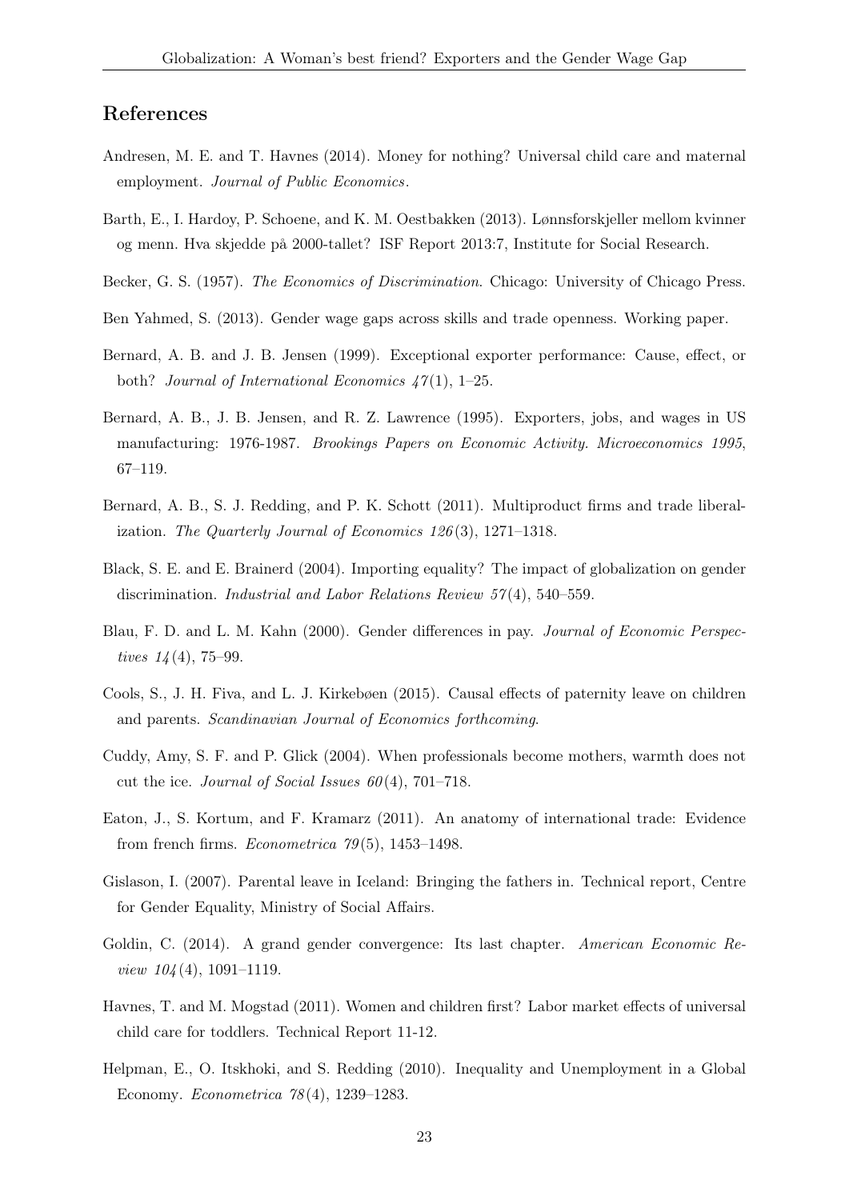## References

Andresen, M. E. and T. Havnes (2014). Money for nothing? Universal child care and maternal employment. *Journal of Public Economics*.

Barth, E., I. Hardoy, P. Schoene, and K. M. Oestbakken (2013). Lønnsforskjeller mellom kvinner og menn. Hva skjedde på 2000-tallet? ISF Report 2013:7, Institute for Social Research.

Becker, G. S. (1957). *The Economics of Discrimination*. Chicago: University of Chicago Press.

Ben Yahmed, S. (2013). Gender wage gaps across skills and trade openness. Working paper.

Bernard, A. B. and J. B. Jensen (1999). Exceptional exporter performance: Cause, effect, or both? *Journal of International Economics 47*(1), 1–25.

Bernard, A. B., J. B. Jensen, and R. Z. Lawrence (1995). Exporters, jobs, and wages in US manufacturing: 1976-1987. *Brookings Papers on Economic Activity. Microeconomics 1995*, 67–119.

Bernard, A. B., S. J. Redding, and P. K. Schott (2011). Multiproduct firms and trade liberalization. *The Quarterly Journal of Economics 126*(3), 1271–1318.

Black, S. E. and E. Brainerd (2004). Importing equality? The impact of globalization on gender discrimination. *Industrial and Labor Relations Review 57*(4), 540–559.

Blau, F. D. and L. M. Kahn (2000). Gender differences in pay. *Journal of Economic Perspectives 14*(4), 75–99.

Cools, S., J. H. Fiva, and L. J. Kirkebøen (2015). Causal effects of paternity leave on children and parents. *Scandinavian Journal of Economics forthcoming*.

Cuddy, Amy, S. F. and P. Glick (2004). When professionals become mothers, warmth does not cut the ice. *Journal of Social Issues 60*(4), 701–718.

Eaton, J., S. Kortum, and F. Kramarz (2011). An anatomy of international trade: Evidence from french firms. *Econometrica 79*(5), 1453–1498.

Gislason, I. (2007). Parental leave in Iceland: Bringing the fathers in. Technical report, Centre for Gender Equality, Ministry of Social Affairs.

Goldin, C. (2014). A grand gender convergence: Its last chapter. *American Economic Review 104*(4), 1091–1119.

Havnes, T. and M. Mogstad (2011). Women and children first? Labor market effects of universal child care for toddlers. Technical Report 11-12.

Helpman, E., O. Itskhoki, and S. Redding (2010). Inequality and Unemployment in a Global Economy. *Econometrica 78*(4), 1239–1283.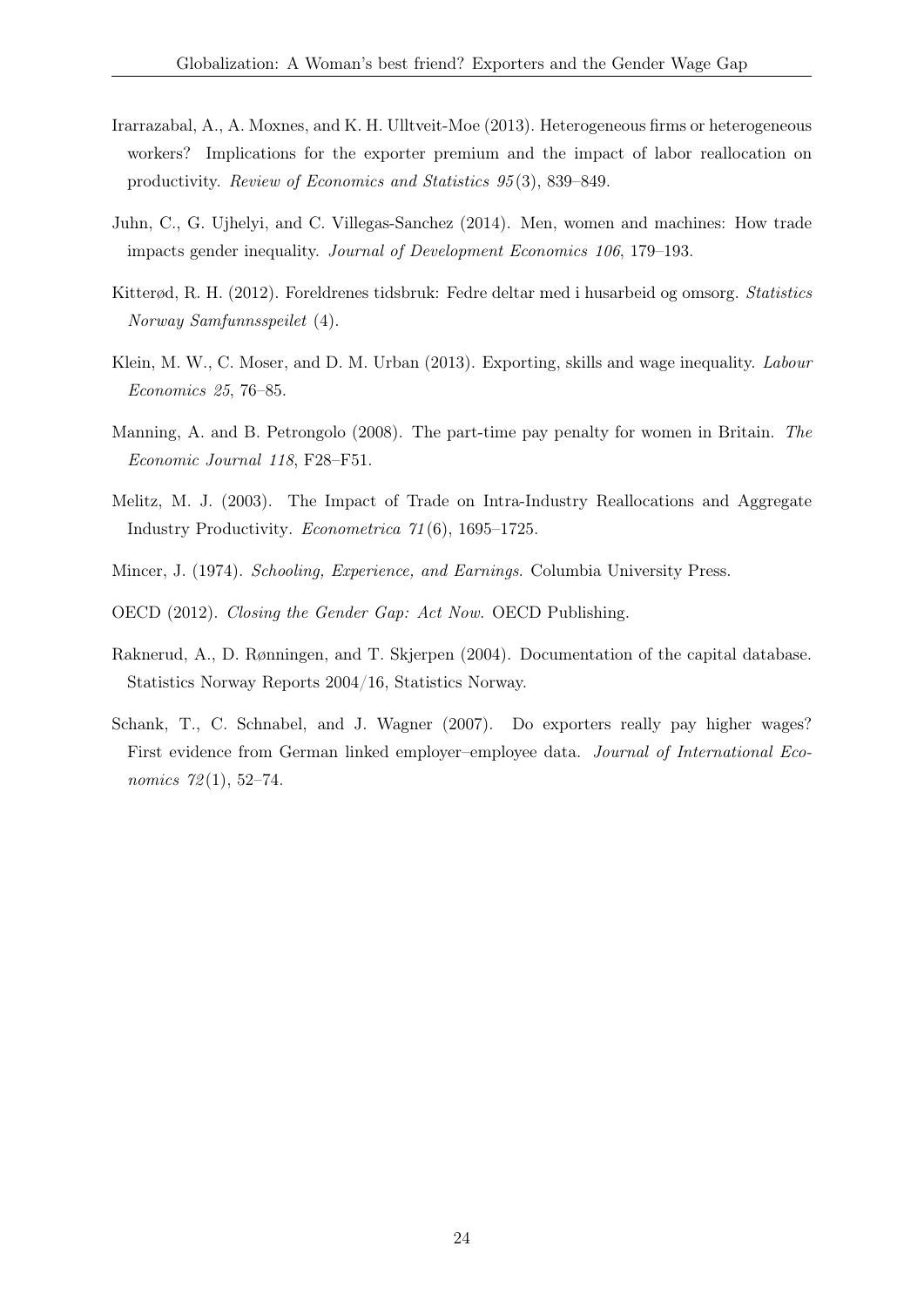Irarrazabal, A., A. Moxnes, and K. H. Ulltveit-Moe (2013). Heterogeneous firms or heterogeneous workers? Implications for the exporter premium and the impact of labor reallocation on productivity. *Review of Economics and Statistics 95*(3), 839–849.

Juhn, C., G. Ujhelyi, and C. Villegas-Sanchez (2014). Men, women and machines: How trade impacts gender inequality. *Journal of Development Economics 106*, 179–193.

Kitterød, R. H. (2012). Foreldrenes tidsbruk: Fedre deltar med i husarbeid og omsorg. *Statistics Norway Samfunnsspeilet* (4).

Klein, M. W., C. Moser, and D. M. Urban (2013). Exporting, skills and wage inequality. *Labour Economics 25*, 76–85.

Manning, A. and B. Petrongolo (2008). The part-time pay penalty for women in Britain. *The Economic Journal 118*, F28–F51.

Melitz, M. J. (2003). The Impact of Trade on Intra-Industry Reallocations and Aggregate Industry Productivity. *Econometrica 71*(6), 1695–1725.

Mincer, J. (1974). *Schooling, Experience, and Earnings.* Columbia University Press.

OECD (2012). *Closing the Gender Gap: Act Now.* OECD Publishing.

Raknerud, A., D. Rønningen, and T. Skjerpen (2004). Documentation of the capital database. Statistics Norway Reports 2004/16, Statistics Norway.

Schank, T., C. Schnabel, and J. Wagner (2007). Do exporters really pay higher wages? First evidence from German linked employer–employee data. *Journal of International Economics 72*(1), 52–74.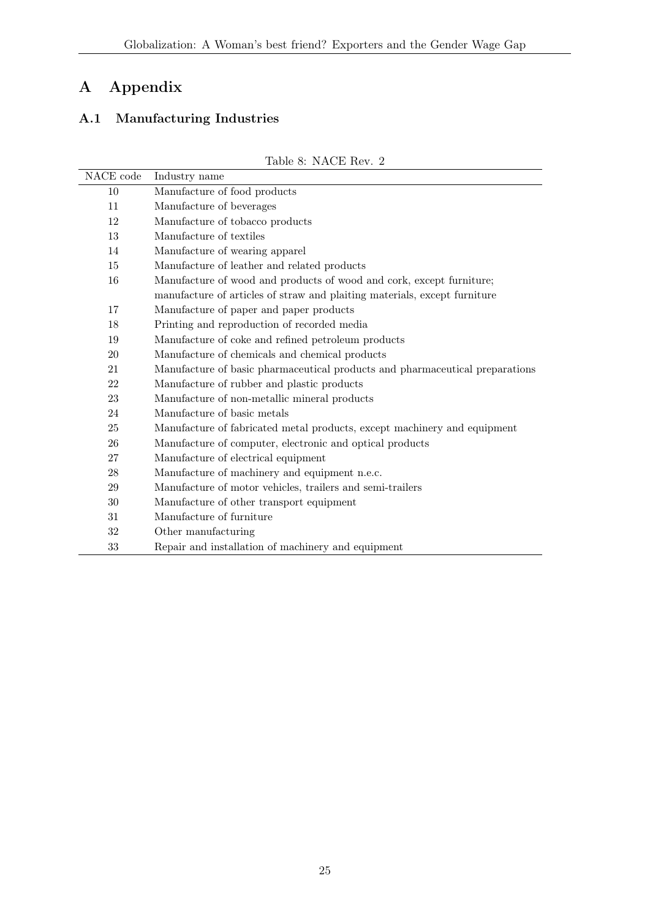# A Appendix

## A.1 Manufacturing Industries

Table 8: NACE Rev. 2

| NACE code | Industry name |
|---|---|
| 10 | Manufacture of food products |
| 11 | Manufacture of beverages |
| 12 | Manufacture of tobacco products |
| 13 | Manufacture of textiles |
| 14 | Manufacture of wearing apparel |
| 15 | Manufacture of leather and related products |
| 16 | Manufacture of wood and products of wood and cork, except furniture; manufacture of articles of straw and plaiting materials, except furniture |
| 17 | Manufacture of paper and paper products |
| 18 | Printing and reproduction of recorded media |
| 19 | Manufacture of coke and refined petroleum products |
| 20 | Manufacture of chemicals and chemical products |
| 21 | Manufacture of basic pharmaceutical products and pharmaceutical preparations |
| 22 | Manufacture of rubber and plastic products |
| 23 | Manufacture of non-metallic mineral products |
| 24 | Manufacture of basic metals |
| 25 | Manufacture of fabricated metal products, except machinery and equipment |
| 26 | Manufacture of computer, electronic and optical products |
| 27 | Manufacture of electrical equipment |
| 28 | Manufacture of machinery and equipment n.e.c. |
| 29 | Manufacture of motor vehicles, trailers and semi-trailers |
| 30 | Manufacture of other transport equipment |
| 31 | Manufacture of furniture |
| 32 | Other manufacturing |
| 33 | Repair and installation of machinery and equipment |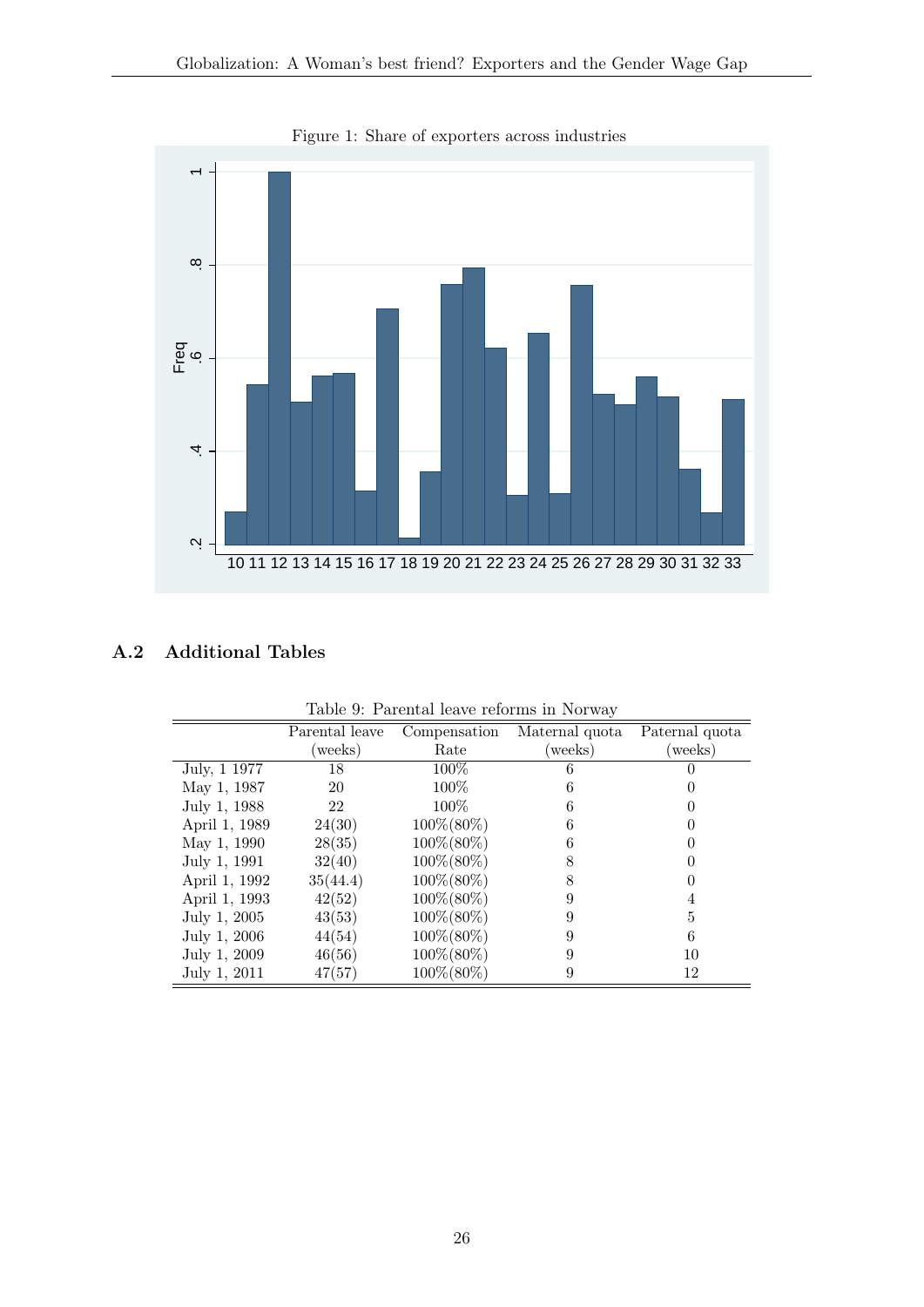Figure 1: Share of exporters across industries

## A.2 Additional Tables

Table 9: Parental leave reforms in Norway

| | Parental leave (weeks) | Compensation Rate | Maternal quota (weeks) | Paternal quota (weeks) |
|---|---|---|---|---|
| July, 1 1977 | 18 | 100% | 6 | 0 |
| May 1, 1987 | 20 | 100% | 6 | 0 |
| July 1, 1988 | 22 | 100% | 6 | 0 |
| April 1, 1989 | 24(30) | 100%(80%) | 6 | 0 |
| May 1, 1990 | 28(35) | 100%(80%) | 6 | 0 |
| July 1, 1991 | 32(40) | 100%(80%) | 8 | 0 |
| April 1, 1992 | 35(44.4) | 100%(80%) | 8 | 0 |
| April 1, 1993 | 42(52) | 100%(80%) | 9 | 4 |
| July 1, 2005 | 43(53) | 100%(80%) | 9 | 5 |
| July 1, 2006 | 44(54) | 100%(80%) | 9 | 6 |
| July 1, 2009 | 46(56) | 100%(80%) | 9 | 10 |
| July 1, 2011 | 47(57) | 100%(80%) | 9 | 12 |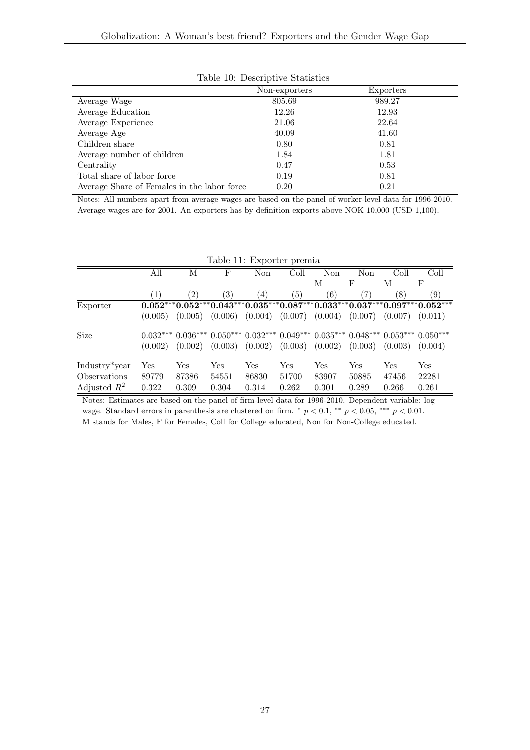Table 10: Descriptive Statistics

| | Non-exporters | Exporters |
|---|---|---|
| Average Wage | 805.69 | 989.27 |
| Average Education | 12.26 | 12.93 |
| Average Experience | 21.06 | 22.64 |
| Average Age | 40.09 | 41.60 |
| Children share | 0.80 | 0.81 |
| Average number of children | 1.84 | 1.81 |
| Centrality | 0.47 | 0.53 |
| Total share of labor force | 0.19 | 0.81 |
| Average Share of Females in the labor force | 0.20 | 0.21 |

Notes: All numbers apart from average wages are based on the panel of worker-level data for 1996-2010. Average wages are for 2001. An exporters has by definition exports above NOK 10,000 (USD 1,100).

Table 11: Exporter premia

| | All | M | F | Non | Coll | Non M | Non F | Coll M | Coll F |
|---|---|---|---|---|---|---|---|---|---|
| | (1) | (2) | (3) | (4) | (5) | (6) | (7) | (8) | (9) |
| Exporter | **0.052**$^{***}$ | **0.052**$^{***}$ | **0.043**$^{***}$ | **0.035**$^{***}$ | **0.087**$^{***}$ | **0.033**$^{***}$ | **0.037**$^{***}$ | **0.097**$^{***}$ | **0.052**$^{***}$ |
| | (0.005) | (0.005) | (0.006) | (0.004) | (0.007) | (0.004) | (0.007) | (0.007) | (0.011) |
| Size | 0.032$^{***}$ | 0.036$^{***}$ | 0.050$^{***}$ | 0.032$^{***}$ | 0.049$^{***}$ | 0.035$^{***}$ | 0.048$^{***}$ | 0.053$^{***}$ | 0.050$^{***}$ |
| | (0.002) | (0.002) | (0.003) | (0.002) | (0.003) | (0.002) | (0.003) | (0.003) | (0.004) |
| Industry*year | Yes | Yes | Yes | Yes | Yes | Yes | Yes | Yes | Yes |
| Observations | 89779 | 87386 | 54551 | 86830 | 51700 | 83907 | 50885 | 47456 | 22281 |
| Adjusted $R^2$ | 0.322 | 0.309 | 0.304 | 0.314 | 0.262 | 0.301 | 0.289 | 0.266 | 0.261 |

Notes: Estimates are based on the panel of firm-level data for 1996-2010. Dependent variable: log wage. Standard errors in parenthesis are clustered on firm. $^{*}$ $p < 0.1$, $^{**}$ $p < 0.05$, $^{***}$ $p < 0.01$. M stands for Males, F for Females, Coll for College educated, Non for Non-College educated.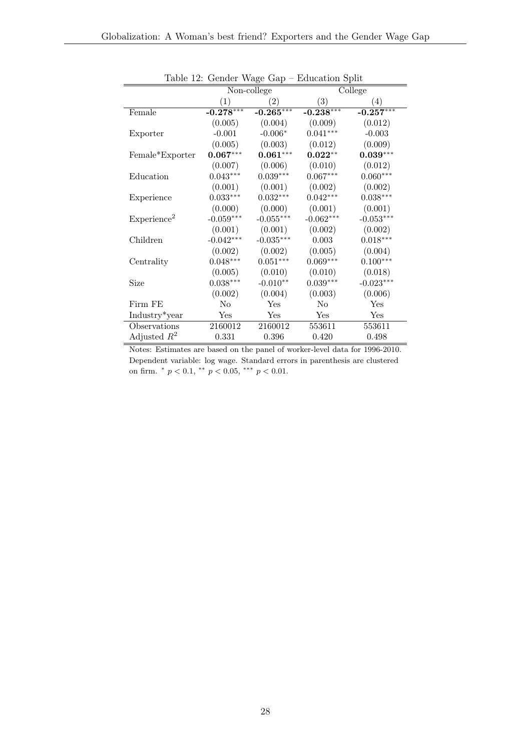Table 12: Gender Wage Gap – Education Split

| | Non-college | | College | |
|---|---|---|---|---|
| | (1) | (2) | (3) | (4) |
| Female | **-0.278**$^{***}$ | **-0.265**$^{***}$ | **-0.238**$^{***}$ | **-0.257**$^{***}$ |
| | (0.005) | (0.004) | (0.009) | (0.012) |
| Exporter | -0.001 | -0.006$^{*}$ | 0.041$^{***}$ | -0.003 |
| | (0.005) | (0.003) | (0.012) | (0.009) |
| Female*Exporter | **0.067**$^{***}$ | **0.061**$^{***}$ | **0.022**$^{**}$ | **0.039**$^{***}$ |
| | (0.007) | (0.006) | (0.010) | (0.012) |
| Education | 0.043$^{***}$ | 0.039$^{***}$ | 0.067$^{***}$ | 0.060$^{***}$ |
| | (0.001) | (0.001) | (0.002) | (0.002) |
| Experience | 0.033$^{***}$ | 0.032$^{***}$ | 0.042$^{***}$ | 0.038$^{***}$ |
| | (0.000) | (0.000) | (0.001) | (0.001) |
| Experience$^2$ | -0.059$^{***}$ | -0.055$^{***}$ | -0.062$^{***}$ | -0.053$^{***}$ |
| | (0.001) | (0.001) | (0.002) | (0.002) |
| Children | -0.042$^{***}$ | -0.035$^{***}$ | 0.003 | 0.018$^{***}$ |
| | (0.002) | (0.002) | (0.005) | (0.004) |
| Centrality | 0.048$^{***}$ | 0.051$^{***}$ | 0.069$^{***}$ | 0.100$^{***}$ |
| | (0.005) | (0.010) | (0.010) | (0.018) |
| Size | 0.038$^{***}$ | -0.010$^{**}$ | 0.039$^{***}$ | -0.023$^{***}$ |
| | (0.002) | (0.004) | (0.003) | (0.006) |
| Firm FE | No | Yes | No | Yes |
| Industry*year | Yes | Yes | Yes | Yes |
| Observations | 2160012 | 2160012 | 553611 | 553611 |
| Adjusted $R^2$ | 0.331 | 0.396 | 0.420 | 0.498 |

Notes: Estimates are based on the panel of worker-level data for 1996-2010. Dependent variable: log wage. Standard errors in parenthesis are clustered on firm. $^{*}$ $p < 0.1$, $^{**}$ $p < 0.05$, $^{***}$ $p < 0.01$.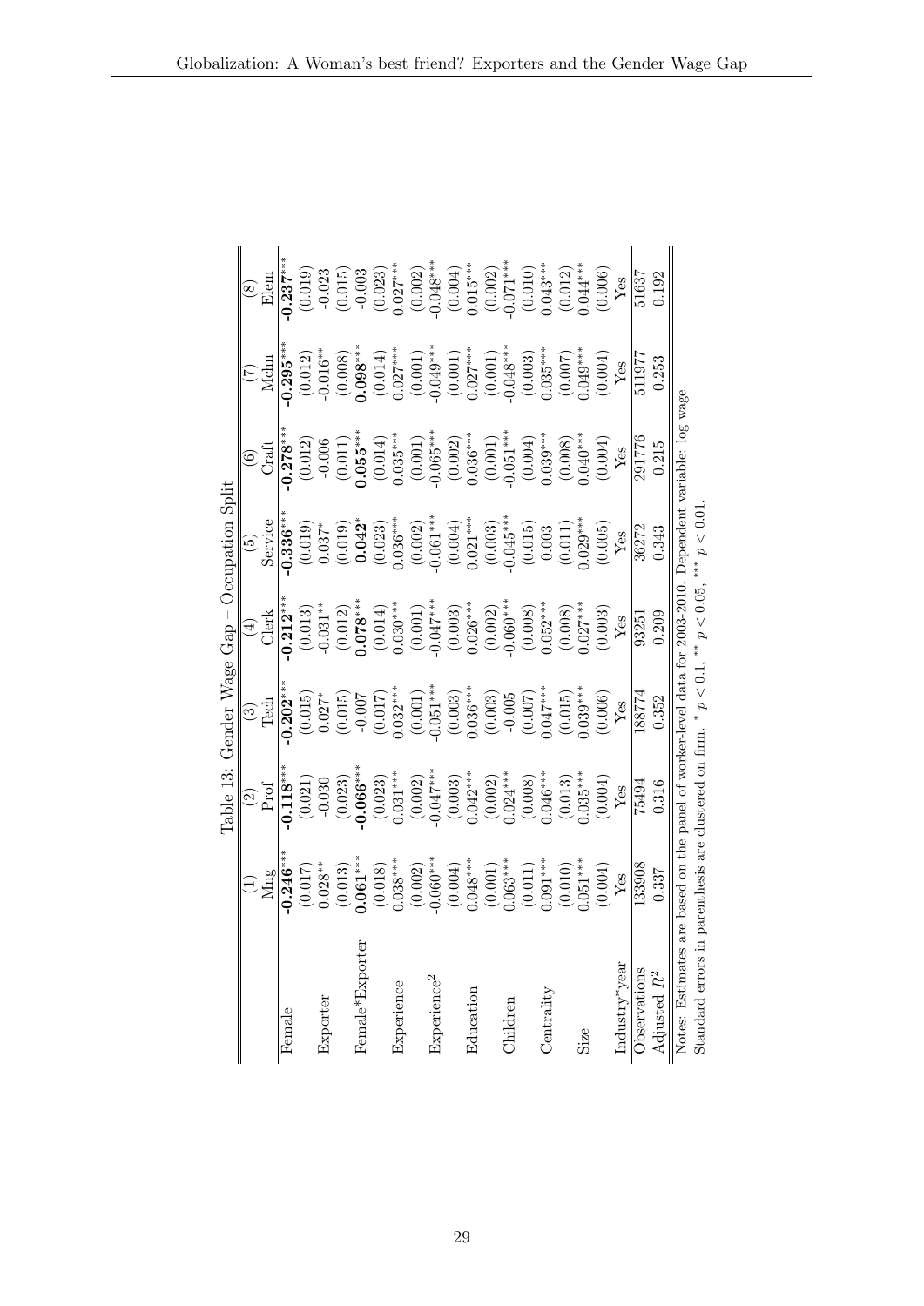Table 13: Gender Wage Gap – Occupation Split

| | (1) | (2) | (3) | (4) | (5) | (6) | (7) | (8) |
|---|---|---|---|---|---|---|---|---|
| | Mng | Prof | Tech | Clerk | Service | Craft | Mchn | Elem |
| Female | **-0.246**$^{***}$ | **-0.118**$^{***}$ | **-0.202**$^{***}$ | **-0.212**$^{***}$ | **-0.336**$^{***}$ | **-0.278**$^{***}$ | **-0.295**$^{***}$ | **-0.237**$^{***}$ |
| | (0.017) | (0.021) | (0.015) | (0.013) | (0.019) | (0.012) | (0.012) | (0.019) |
| Exporter | 0.028$^{**}$ | -0.030 | 0.027$^{*}$ | -0.031$^{**}$ | 0.037$^{*}$ | -0.006 | -0.016$^{**}$ | -0.023 |
| | (0.013) | (0.023) | (0.015) | (0.012) | (0.019) | (0.011) | (0.008) | (0.015) |
| Female*Exporter | **0.061**$^{***}$ | **-0.066**$^{***}$ | -0.007 | **0.078**$^{***}$ | **0.042**$^{*}$ | **0.055**$^{***}$ | **0.098**$^{***}$ | -0.003 |
| | (0.018) | (0.023) | (0.017) | (0.014) | (0.023) | (0.014) | (0.014) | (0.023) |
| Experience | 0.038$^{***}$ | 0.031$^{***}$ | 0.032$^{***}$ | 0.030$^{***}$ | 0.036$^{***}$ | 0.035$^{***}$ | 0.027$^{***}$ | 0.027$^{***}$ |
| | (0.002) | (0.002) | (0.001) | (0.001) | (0.002) | (0.001) | (0.001) | (0.002) |
| Experience$^2$ | -0.060$^{***}$ | -0.047$^{***}$ | -0.051$^{***}$ | -0.047$^{***}$ | -0.061$^{***}$ | -0.065$^{***}$ | -0.049$^{***}$ | -0.048$^{***}$ |
| | (0.004) | (0.003) | (0.003) | (0.003) | (0.004) | (0.002) | (0.001) | (0.004) |
| Education | 0.048$^{***}$ | 0.042$^{***}$ | 0.036$^{***}$ | 0.026$^{***}$ | 0.021$^{***}$ | 0.036$^{***}$ | 0.027$^{***}$ | 0.015$^{***}$ |
| | (0.001) | (0.002) | (0.003) | (0.002) | (0.003) | (0.001) | (0.001) | (0.002) |
| Children | 0.063$^{***}$ | 0.024$^{***}$ | -0.005 | -0.060$^{***}$ | -0.045$^{***}$ | -0.051$^{***}$ | -0.048$^{***}$ | -0.071$^{***}$ |
| | (0.011) | (0.008) | (0.007) | (0.008) | (0.015) | (0.004) | (0.003) | (0.010) |
| Centrality | 0.091$^{***}$ | 0.046$^{***}$ | 0.047$^{***}$ | 0.052$^{***}$ | 0.003 | 0.039$^{***}$ | 0.035$^{***}$ | 0.043$^{***}$ |
| | (0.010) | (0.013) | (0.015) | (0.008) | (0.011) | (0.008) | (0.007) | (0.012) |
| Size | 0.051$^{***}$ | 0.035$^{***}$ | 0.039$^{***}$ | 0.027$^{***}$ | 0.029$^{***}$ | 0.040$^{***}$ | 0.049$^{***}$ | 0.044$^{***}$ |
| | (0.004) | (0.004) | (0.006) | (0.003) | (0.005) | (0.004) | (0.004) | (0.006) |
| Industry*year | Yes | Yes | Yes | Yes | Yes | Yes | Yes | Yes |
| Observations | 133908 | 75494 | 188774 | 93251 | 36272 | 291776 | 511977 | 51637 |
| Adjusted $R^2$ | 0.337 | 0.316 | 0.352 | 0.209 | 0.343 | 0.215 | 0.253 | 0.192 |

Notes: Estimates are based on the panel of worker-level data for 2003-2010. Dependent variable: log wage.
Standard errors in parenthesis are clustered on firm. $^{*}$ $p < 0.1$, $^{**}$ $p < 0.05$, $^{***}$ $p < 0.01$.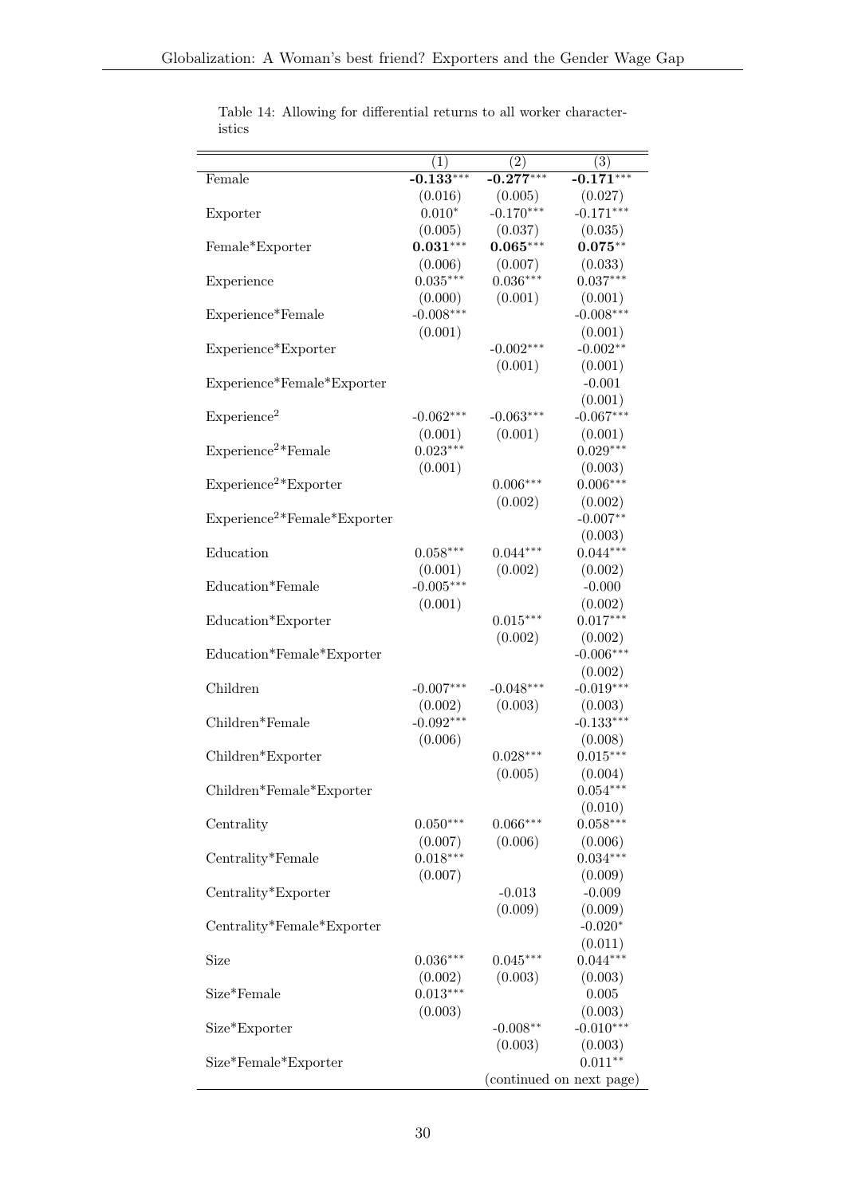Table 14: Allowing for differential returns to all worker characteristics

| | (1) | (2) | (3) |
|---|---|---|---|
| Female | **-0.133**$^{***}$ | **-0.277**$^{***}$ | **-0.171**$^{***}$ |
| | (0.016) | (0.005) | (0.027) |
| Exporter | 0.010$^{*}$ | -0.170$^{***}$ | -0.171$^{***}$ |
| | (0.005) | (0.037) | (0.035) |
| Female*Exporter | **0.031**$^{***}$ | **0.065**$^{***}$ | **0.075**$^{**}$ |
| | (0.006) | (0.007) | (0.033) |
| Experience | 0.035$^{***}$ | 0.036$^{***}$ | 0.037$^{***}$ |
| | (0.000) | (0.001) | (0.001) |
| Experience*Female | -0.008$^{***}$ | | -0.008$^{***}$ |
| | (0.001) | | (0.001) |
| Experience*Exporter | | -0.002$^{***}$ | -0.002$^{**}$ |
| | | (0.001) | (0.001) |
| Experience*Female*Exporter | | | -0.001 |
| | | | (0.001) |
| Experience$^2$ | -0.062$^{***}$ | -0.063$^{***}$ | -0.067$^{***}$ |
| | (0.001) | (0.001) | (0.001) |
| Experience$^2$*Female | 0.023$^{***}$ | | 0.029$^{***}$ |
| | (0.001) | | (0.003) |
| Experience$^2$*Exporter | | 0.006$^{***}$ | 0.006$^{***}$ |
| | | (0.002) | (0.002) |
| Experience$^2$*Female*Exporter | | | -0.007$^{**}$ |
| | | | (0.003) |
| Education | 0.058$^{***}$ | 0.044$^{***}$ | 0.044$^{***}$ |
| | (0.001) | (0.002) | (0.002) |
| Education*Female | -0.005$^{***}$ | | -0.000 |
| | (0.001) | | (0.002) |
| Education*Exporter | | 0.015$^{***}$ | 0.017$^{***}$ |
| | | (0.002) | (0.002) |
| Education*Female*Exporter | | | -0.006$^{***}$ |
| | | | (0.002) |
| Children | -0.007$^{***}$ | -0.048$^{***}$ | -0.019$^{***}$ |
| | (0.002) | (0.003) | (0.003) |
| Children*Female | -0.092$^{***}$ | | -0.133$^{***}$ |
| | (0.006) | | (0.008) |
| Children*Exporter | | 0.028$^{***}$ | 0.015$^{***}$ |
| | | (0.005) | (0.004) |
| Children*Female*Exporter | | | 0.054$^{***}$ |
| | | | (0.010) |
| Centrality | 0.050$^{***}$ | 0.066$^{***}$ | 0.058$^{***}$ |
| | (0.007) | (0.006) | (0.006) |
| Centrality*Female | 0.018$^{***}$ | | 0.034$^{***}$ |
| | (0.007) | | (0.009) |
| Centrality*Exporter | | -0.013 | -0.009 |
| | | (0.009) | (0.009) |
| Centrality*Female*Exporter | | | -0.020$^{*}$ |
| | | | (0.011) |
| Size | 0.036$^{***}$ | 0.045$^{***}$ | 0.044$^{***}$ |
| | (0.002) | (0.003) | (0.003) |
| Size*Female | 0.013$^{***}$ | | 0.005 |
| | (0.003) | | (0.003) |
| Size*Exporter | | -0.008$^{**}$ | -0.010$^{***}$ |
| | | (0.003) | (0.003) |
| Size*Female*Exporter | | | 0.011$^{**}$ |

(continued on next page)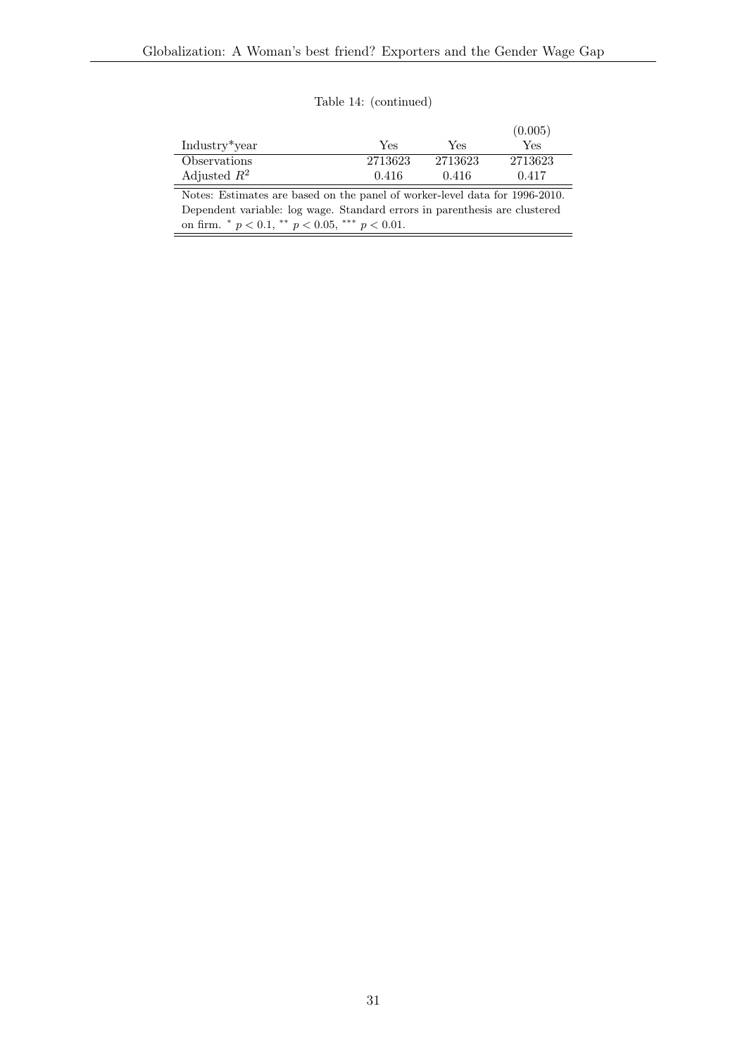Table 14: (continued)

| | | | |
|---|---|---|---|
| | | | (0.005) |
| Industry*year | Yes | Yes | Yes |
| Observations | 2713623 | 2713623 | 2713623 |
| Adjusted $R^2$ | 0.416 | 0.416 | 0.417 |

Notes: Estimates are based on the panel of worker-level data for 1996-2010. Dependent variable: log wage. Standard errors in parenthesis are clustered on firm. $^{*}$ $p < 0.1$, $^{**}$ $p < 0.05$, $^{***}$ $p < 0.01$.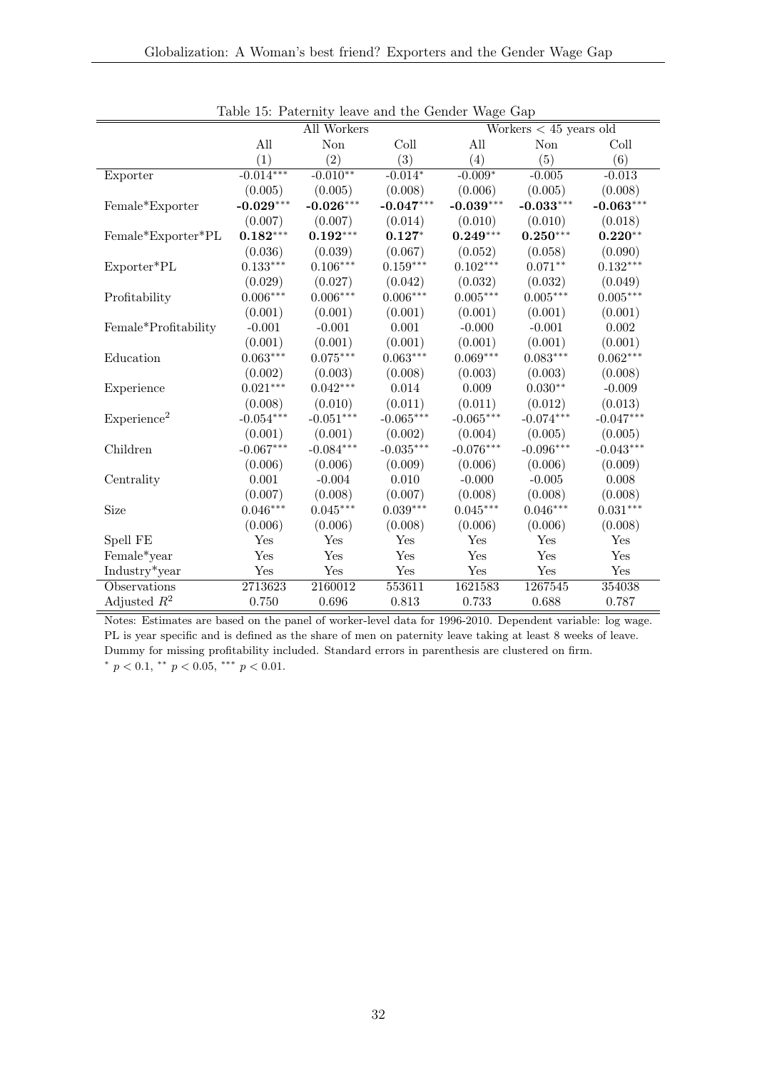Table 15: Paternity leave and the Gender Wage Gap

| | All Workers | | | Workers < 45 years old | | |
|---|---|---|---|---|---|---|
| | All | Non | Coll | All | Non | Coll |
| | (1) | (2) | (3) | (4) | (5) | (6) |
| Exporter | -0.014*** | -0.010** | -0.014* | -0.009* | -0.005 | -0.013 |
| | (0.005) | (0.005) | (0.008) | (0.006) | (0.005) | (0.008) |
| Female*Exporter | **-0.029*****| **-0.026*****| **-0.047*****| **-0.039*****| **-0.033*****| **-0.063*****|
| | (0.007) | (0.007) | (0.014) | (0.010) | (0.010) | (0.018) |
| Female*Exporter*PL | **0.182*****| **0.192*****| **0.127***| **0.249*****| **0.250*****| **0.220****|
| | (0.036) | (0.039) | (0.067) | (0.052) | (0.058) | (0.090) |
| Exporter*PL | 0.133*** | 0.106*** | 0.159*** | 0.102*** | 0.071** | 0.132*** |
| | (0.029) | (0.027) | (0.042) | (0.032) | (0.032) | (0.049) |
| Profitability | 0.006*** | 0.006*** | 0.006*** | 0.005*** | 0.005*** | 0.005*** |
| | (0.001) | (0.001) | (0.001) | (0.001) | (0.001) | (0.001) |
| Female*Profitability | -0.001 | -0.001 | 0.001 | -0.000 | -0.001 | 0.002 |
| | (0.001) | (0.001) | (0.001) | (0.001) | (0.001) | (0.001) |
| Education | 0.063*** | 0.075*** | 0.063*** | 0.069*** | 0.083*** | 0.062*** |
| | (0.002) | (0.003) | (0.008) | (0.003) | (0.003) | (0.008) |
| Experience | 0.021*** | 0.042*** | 0.014 | 0.009 | 0.030** | -0.009 |
| | (0.008) | (0.010) | (0.011) | (0.011) | (0.012) | (0.013) |
| Experience$^2$ | -0.054*** | -0.051*** | -0.065*** | -0.065*** | -0.074*** | -0.047*** |
| | (0.001) | (0.001) | (0.002) | (0.004) | (0.005) | (0.005) |
| Children | -0.067*** | -0.084*** | -0.035*** | -0.076*** | -0.096*** | -0.043*** |
| | (0.006) | (0.006) | (0.009) | (0.006) | (0.006) | (0.009) |
| Centrality | 0.001 | -0.004 | 0.010 | -0.000 | -0.005 | 0.008 |
| | (0.007) | (0.008) | (0.007) | (0.008) | (0.008) | (0.008) |
| Size | 0.046*** | 0.045*** | 0.039*** | 0.045*** | 0.046*** | 0.031*** |
| | (0.006) | (0.006) | (0.008) | (0.006) | (0.006) | (0.008) |
| Spell FE | Yes | Yes | Yes | Yes | Yes | Yes |
| Female*year | Yes | Yes | Yes | Yes | Yes | Yes |
| Industry*year | Yes | Yes | Yes | Yes | Yes | Yes |
| Observations | 2713623 | 2160012 | 553611 | 1621583 | 1267545 | 354038 |
| Adjusted $R^2$ | 0.750 | 0.696 | 0.813 | 0.733 | 0.688 | 0.787 |

Notes: Estimates are based on the panel of worker-level data for 1996-2010. Dependent variable: log wage. PL is year specific and is defined as the share of men on paternity leave taking at least 8 weeks of leave. Dummy for missing profitability included. Standard errors in parenthesis are clustered on firm.
$^{*}$ $p < 0.1$, $^{**}$ $p < 0.05$, $^{***}$ $p < 0.01$.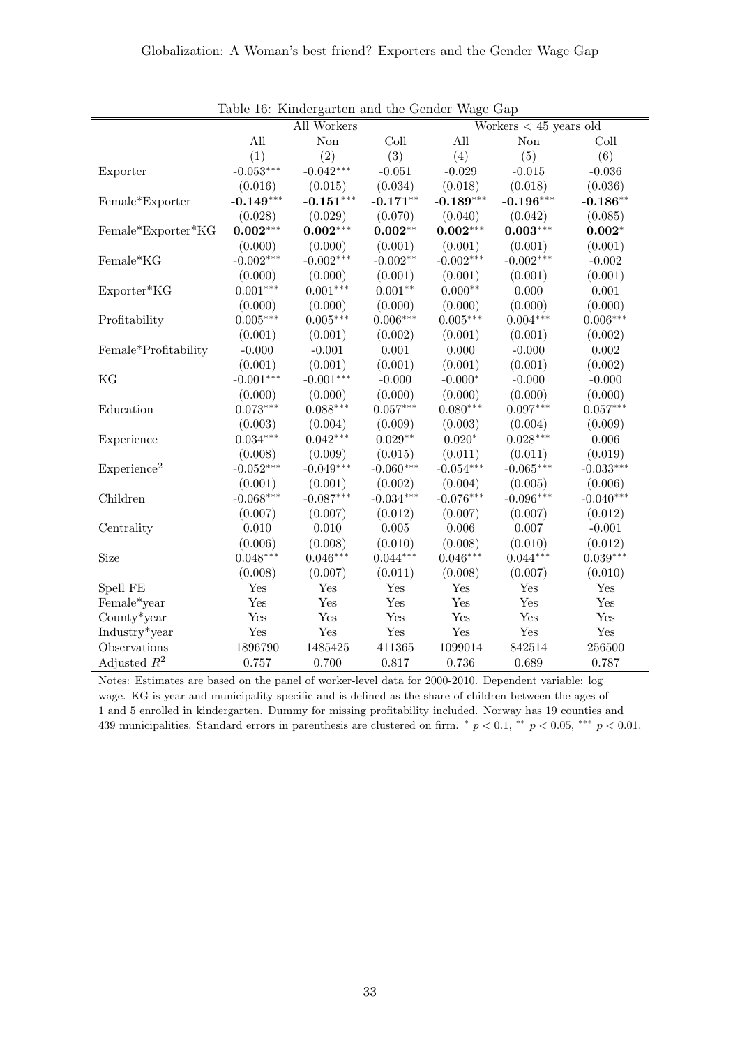Table 16: Kindergarten and the Gender Wage Gap

| | All Workers | | | Workers < 45 years old | | |
|---|---|---|---|---|---|---|
| | All | Non | Coll | All | Non | Coll |
| | (1) | (2) | (3) | (4) | (5) | (6) |
| Exporter | -0.053*** | -0.042*** | -0.051 | -0.029 | -0.015 | -0.036 |
| | (0.016) | (0.015) | (0.034) | (0.018) | (0.018) | (0.036) |
| Female*Exporter | **-0.149*****| **-0.151***** | **-0.171**** | **-0.189***** | **-0.196***** | **-0.186**** |
| | (0.028) | (0.029) | (0.070) | (0.040) | (0.042) | (0.085) |
| Female*Exporter*KG | **0.002***** | **0.002***** | **0.002**** | **0.002***** | **0.003***** | **0.002*** |
| | (0.000) | (0.000) | (0.001) | (0.001) | (0.001) | (0.001) |
| Female*KG | -0.002*** | -0.002*** | -0.002** | -0.002*** | -0.002*** | -0.002 |
| | (0.000) | (0.000) | (0.001) | (0.001) | (0.001) | (0.001) |
| Exporter*KG | 0.001*** | 0.001*** | 0.001** | 0.000** | 0.000 | 0.001 |
| | (0.000) | (0.000) | (0.000) | (0.000) | (0.000) | (0.000) |
| Profitability | 0.005*** | 0.005*** | 0.006*** | 0.005*** | 0.004*** | 0.006*** |
| | (0.001) | (0.001) | (0.002) | (0.001) | (0.001) | (0.002) |
| Female*Profitability | -0.000 | -0.001 | 0.001 | 0.000 | -0.000 | 0.002 |
| | (0.001) | (0.001) | (0.001) | (0.001) | (0.001) | (0.002) |
| KG | -0.001*** | -0.001*** | -0.000 | -0.000* | -0.000 | -0.000 |
| | (0.000) | (0.000) | (0.000) | (0.000) | (0.000) | (0.000) |
| Education | 0.073*** | 0.088*** | 0.057*** | 0.080*** | 0.097*** | 0.057*** |
| | (0.003) | (0.004) | (0.009) | (0.003) | (0.004) | (0.009) |
| Experience | 0.034*** | 0.042*** | 0.029** | 0.020* | 0.028*** | 0.006 |
| | (0.008) | (0.009) | (0.015) | (0.011) | (0.011) | (0.019) |
| Experience$^2$ | -0.052*** | -0.049*** | -0.060*** | -0.054*** | -0.065*** | -0.033*** |
| | (0.001) | (0.001) | (0.002) | (0.004) | (0.005) | (0.006) |
| Children | -0.068*** | -0.087*** | -0.034*** | -0.076*** | -0.096*** | -0.040*** |
| | (0.007) | (0.007) | (0.012) | (0.007) | (0.007) | (0.012) |
| Centrality | 0.010 | 0.010 | 0.005 | 0.006 | 0.007 | -0.001 |
| | (0.006) | (0.008) | (0.010) | (0.008) | (0.010) | (0.012) |
| Size | 0.048*** | 0.046*** | 0.044*** | 0.046*** | 0.044*** | 0.039*** |
| | (0.008) | (0.007) | (0.011) | (0.008) | (0.007) | (0.010) |
| Spell FE | Yes | Yes | Yes | Yes | Yes | Yes |
| Female*year | Yes | Yes | Yes | Yes | Yes | Yes |
| County*year | Yes | Yes | Yes | Yes | Yes | Yes |
| Industry*year | Yes | Yes | Yes | Yes | Yes | Yes |
| Observations | 1896790 | 1485425 | 411365 | 1099014 | 842514 | 256500 |
| Adjusted $R^2$ | 0.757 | 0.700 | 0.817 | 0.736 | 0.689 | 0.787 |

Notes: Estimates are based on the panel of worker-level data for 2000-2010. Dependent variable: log wage. KG is year and municipality specific and is defined as the share of children between the ages of 1 and 5 enrolled in kindergarten. Dummy for missing profitability included. Norway has 19 counties and 439 municipalities. Standard errors in parenthesis are clustered on firm. * $p < 0.1$, ** $p < 0.05$, *** $p < 0.01$.